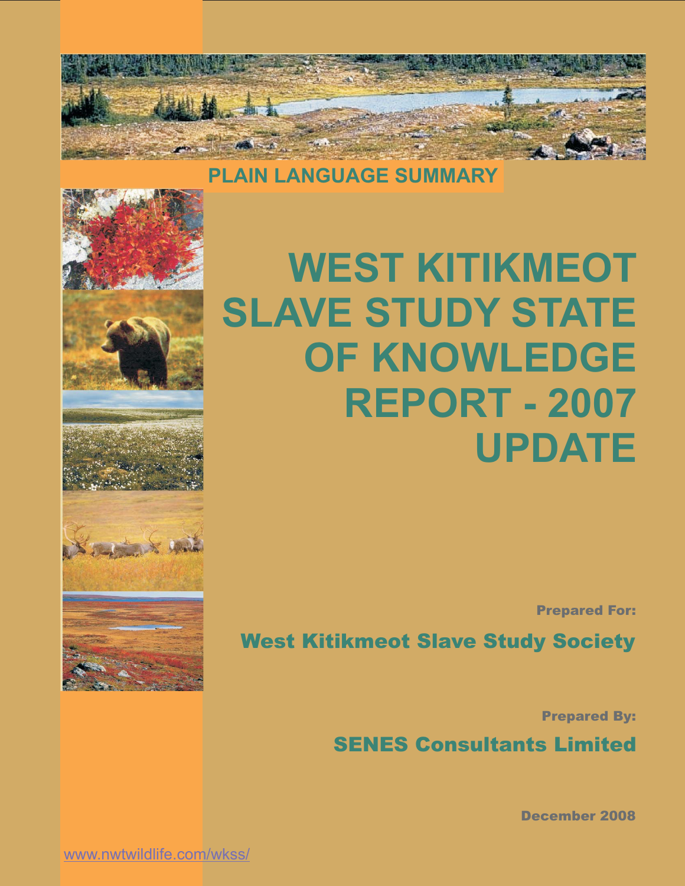PLAIN LANGUAGE SUMMARY

# WEST KITIKMEOT SLAVE STUDY STATE OF KNOWLEDGE REPORT - 2007 UPDATE

**Prepared For:**

**West Kitikmeot Slave Study Society**

**Prepared By:**

**SENES Consultants Limited**

**December 2008**

www.nwtwildlife.com/wkss/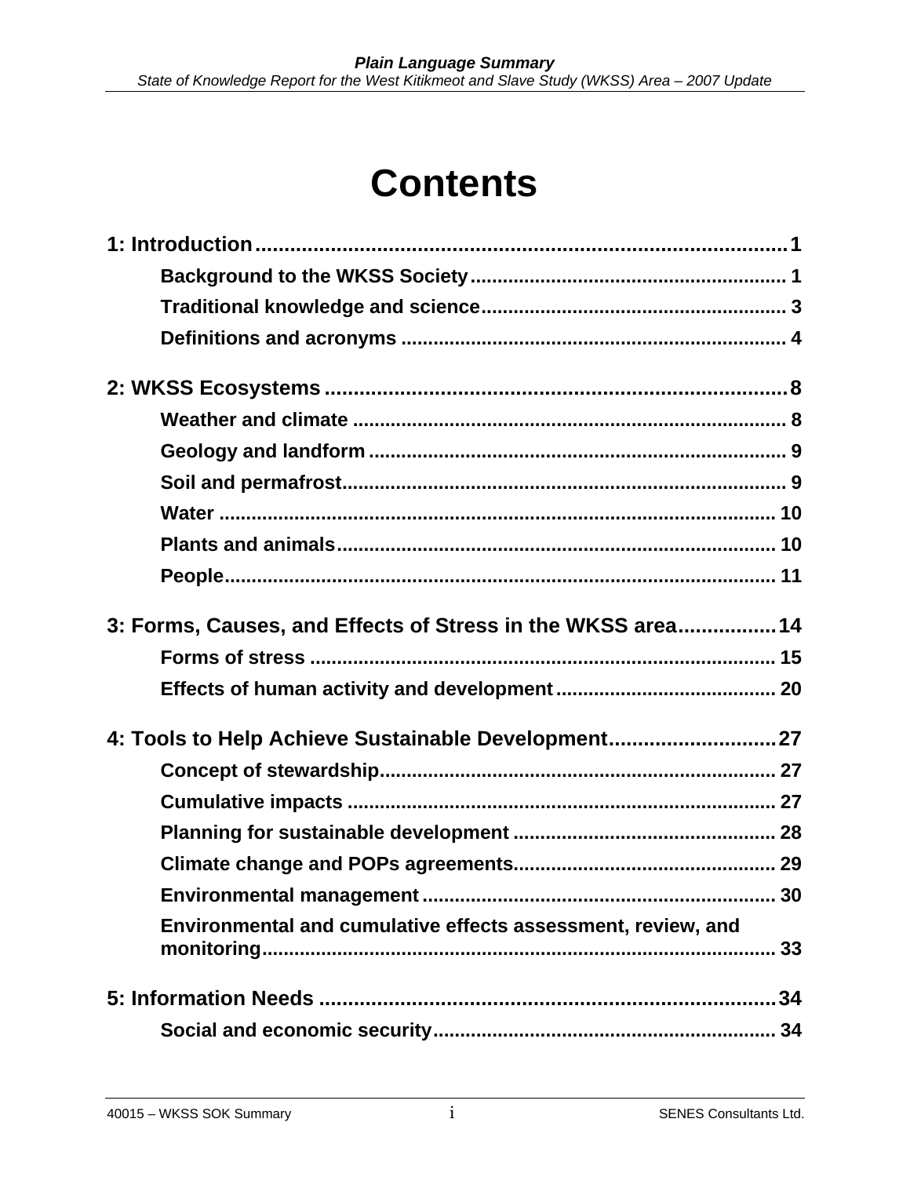# Contents

**1: Introduction ........................................................................................ 1**

- **Background to the WKSS Society ........................................................ 1**
- **Traditional knowledge and science ...................................................... 3**
- **Definitions and acronyms ..................................................................... 4**

**2: WKSS Ecosystems ............................................................................ 8**

- **Weather and climate ............................................................................ 8**
- **Geology and landform ......................................................................... 9**
- **Soil and permafrost .............................................................................. 9**
- **Water ................................................................................................... 10**
- **Plants and animals ............................................................................. 10**
- **People ................................................................................................. 11**

**3: Forms, Causes, and Effects of Stress in the WKSS area ................. 14**

- **Forms of stress .................................................................................. 15**
- **Effects of human activity and development ....................................... 20**

**4: Tools to Help Achieve Sustainable Development ............................ 27**

- **Concept of stewardship ...................................................................... 27**
- **Cumulative impacts ............................................................................ 27**
- **Planning for sustainable development ............................................... 28**
- **Climate change and POPs agreements ............................................... 29**
- **Environmental management ............................................................... 30**
- **Environmental and cumulative effects assessment, review, and monitoring ........................................................................................... 33**

**5: Information Needs ............................................................................ 34**

- **Social and economic security ............................................................. 34**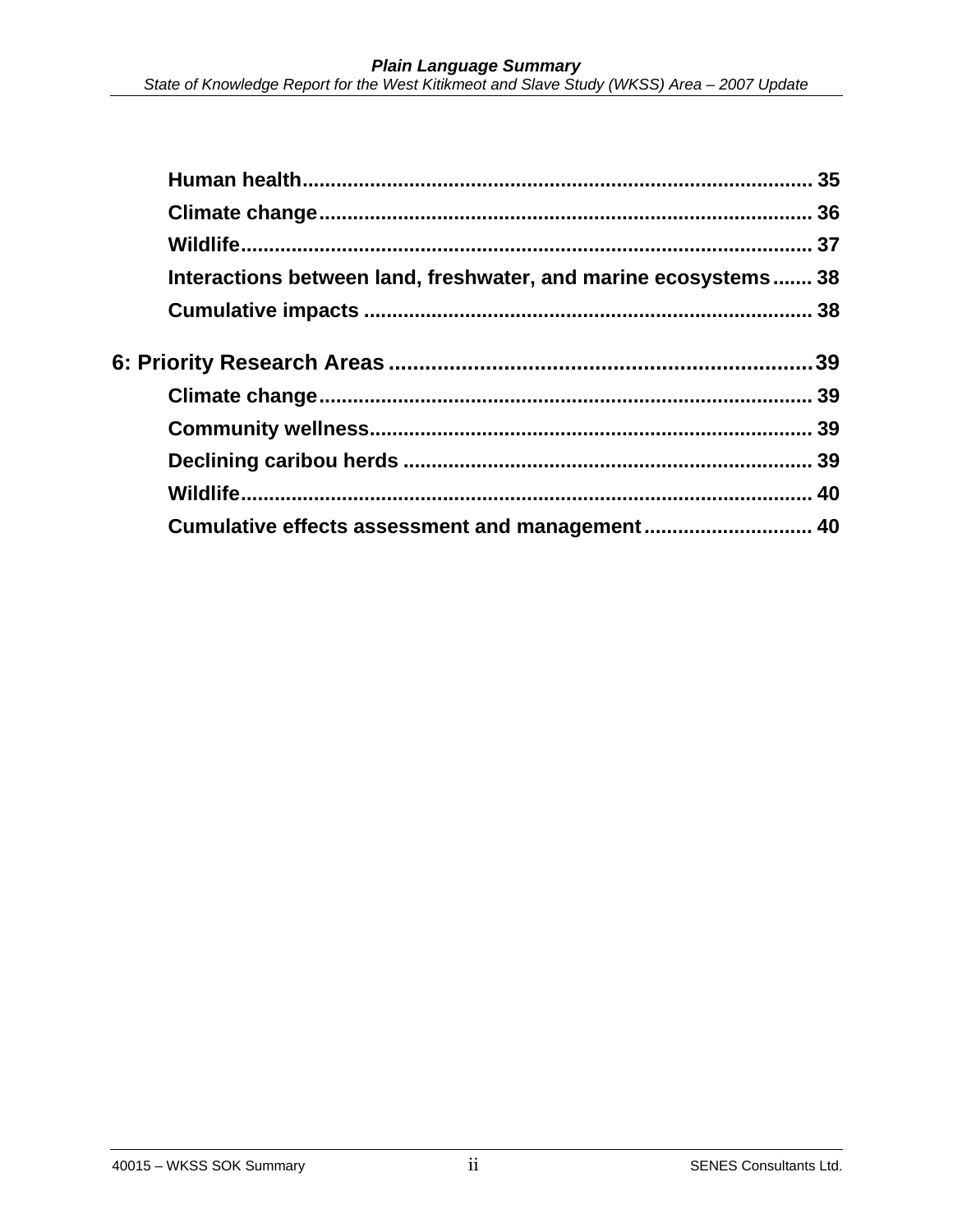Human health .......................................................................................... 35
Climate change ....................................................................................... 36
Wildlife .................................................................................................... 37
Interactions between land, freshwater, and marine ecosystems ....... 38
Cumulative impacts .............................................................................. 38

6: Priority Research Areas ...................................................................... 39
Climate change ....................................................................................... 39
Community wellness ............................................................................. 39
Declining caribou herds ....................................................................... 39
Wildlife .................................................................................................... 40
Cumulative effects assessment and management ............................. 40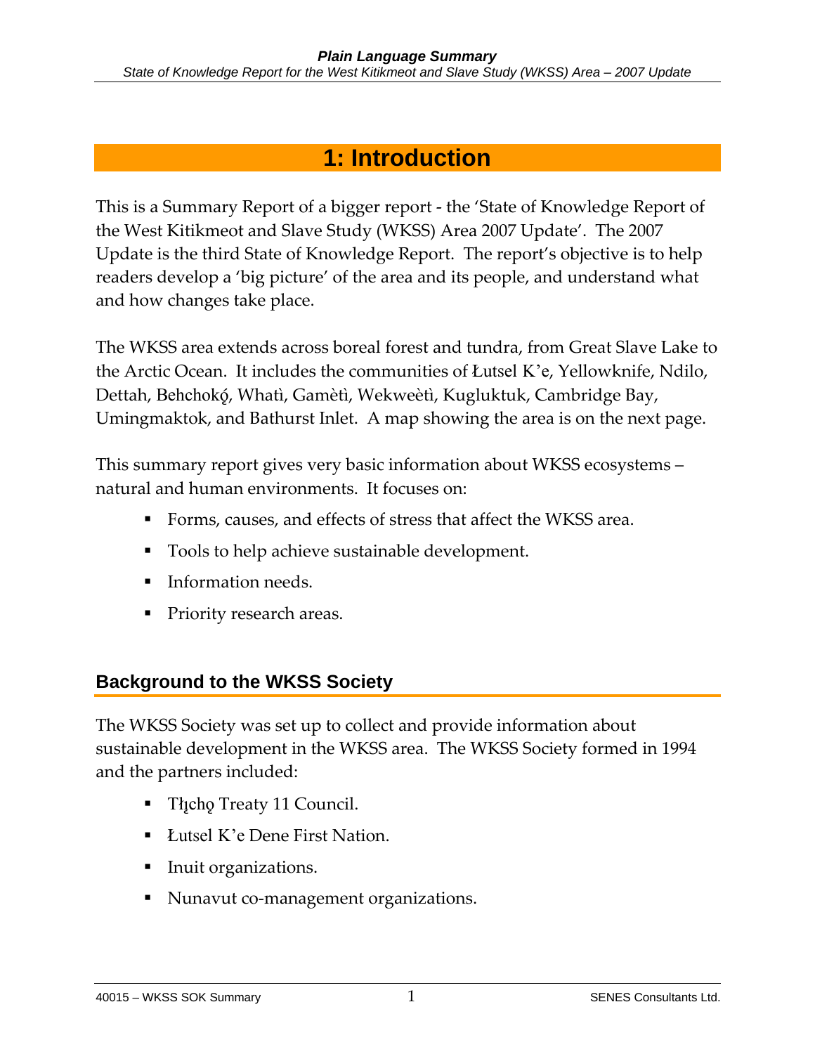# 1: Introduction

This is a Summary Report of a bigger report - the 'State of Knowledge Report of the West Kitikmeot and Slave Study (WKSS) Area 2007 Update'. The 2007 Update is the third State of Knowledge Report. The report's objective is to help readers develop a 'big picture' of the area and its people, and understand what and how changes take place.

The WKSS area extends across boreal forest and tundra, from Great Slave Lake to the Arctic Ocean. It includes the communities of Łutsel K'e, Yellowknife, Ndilo, Dettah, Behchokǫ̀, Whatì, Gamètì, Wekweètì, Kugluktuk, Cambridge Bay, Umingmaktok, and Bathurst Inlet. A map showing the area is on the next page.

This summary report gives very basic information about WKSS ecosystems – natural and human environments. It focuses on:

- Forms, causes, and effects of stress that affect the WKSS area.
- Tools to help achieve sustainable development.
- Information needs.
- Priority research areas.

## Background to the WKSS Society

The WKSS Society was set up to collect and provide information about sustainable development in the WKSS area. The WKSS Society formed in 1994 and the partners included:

- Tłı̨chǫ Treaty 11 Council.
- Łutsel K'e Dene First Nation.
- Inuit organizations.
- Nunavut co-management organizations.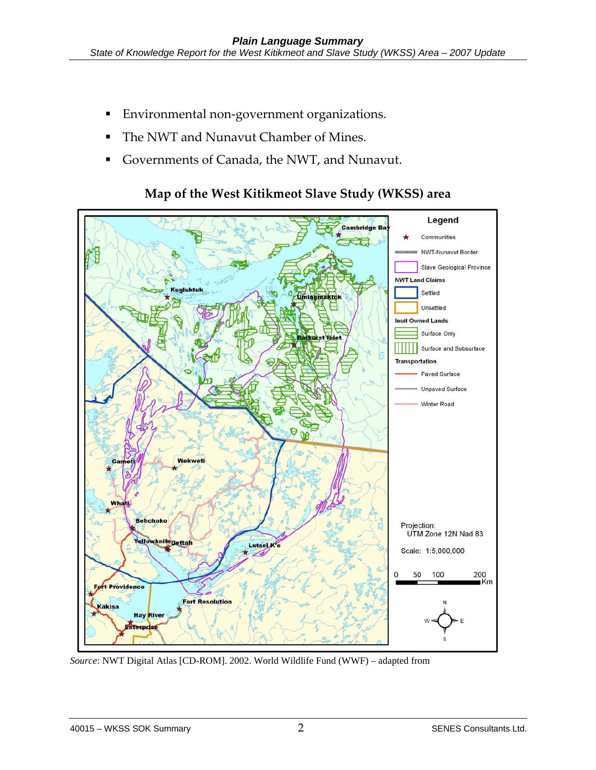- Environmental non-government organizations.
- The NWT and Nunavut Chamber of Mines.
- Governments of Canada, the NWT, and Nunavut.

## Map of the West Kitikmeot Slave Study (WKSS) area

*Source*: NWT Digital Atlas [CD-ROM]. 2002. World Wildlife Fund (WWF) – adapted from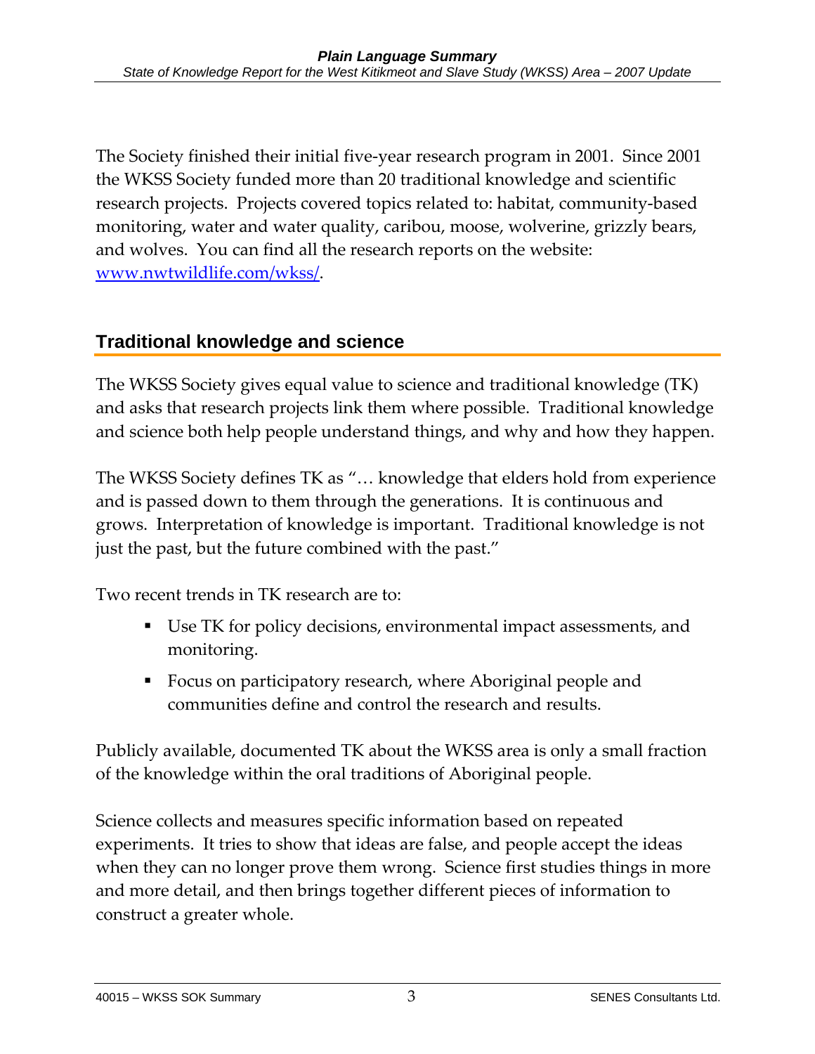The Society finished their initial five-year research program in 2001. Since 2001 the WKSS Society funded more than 20 traditional knowledge and scientific research projects. Projects covered topics related to: habitat, community-based monitoring, water and water quality, caribou, moose, wolverine, grizzly bears, and wolves. You can find all the research reports on the website: [www.nwtwildlife.com/wkss/](www.nwtwildlife.com/wkss/).

## Traditional knowledge and science

The WKSS Society gives equal value to science and traditional knowledge (TK) and asks that research projects link them where possible. Traditional knowledge and science both help people understand things, and why and how they happen.

The WKSS Society defines TK as "… knowledge that elders hold from experience and is passed down to them through the generations. It is continuous and grows. Interpretation of knowledge is important. Traditional knowledge is not just the past, but the future combined with the past."

Two recent trends in TK research are to:

- Use TK for policy decisions, environmental impact assessments, and monitoring.
- Focus on participatory research, where Aboriginal people and communities define and control the research and results.

Publicly available, documented TK about the WKSS area is only a small fraction of the knowledge within the oral traditions of Aboriginal people.

Science collects and measures specific information based on repeated experiments. It tries to show that ideas are false, and people accept the ideas when they can no longer prove them wrong. Science first studies things in more and more detail, and then brings together different pieces of information to construct a greater whole.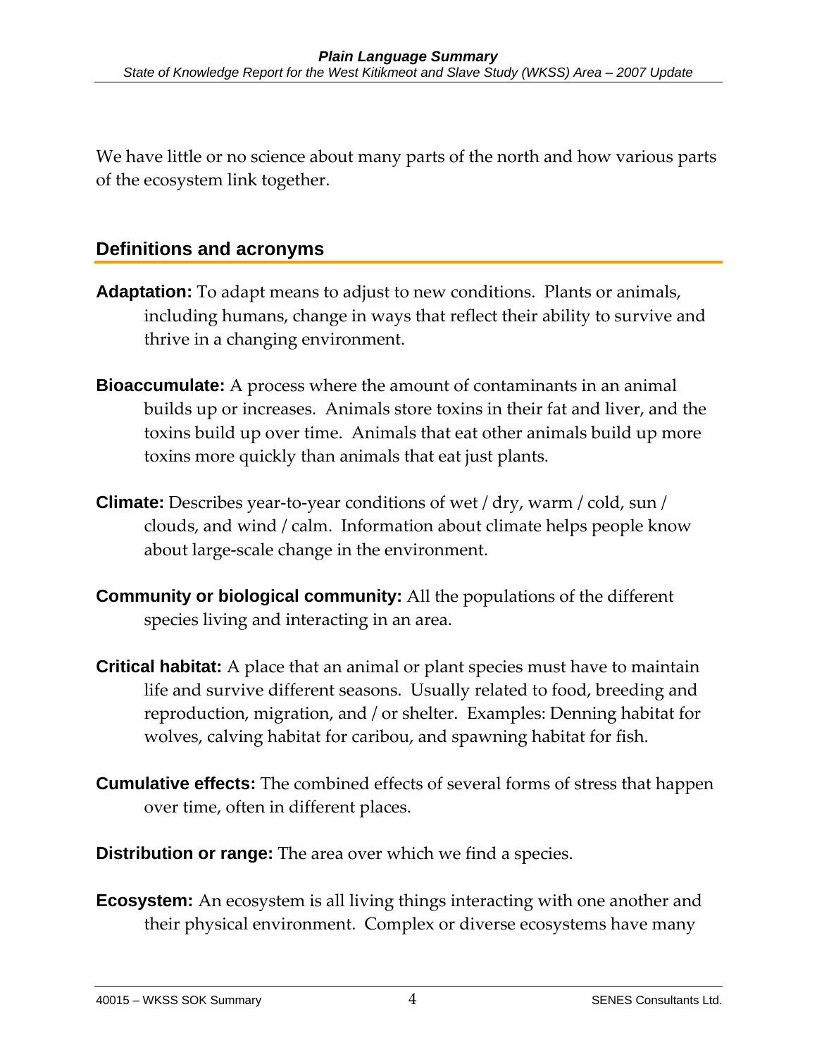We have little or no science about many parts of the north and how various parts of the ecosystem link together.

## Definitions and acronyms

**Adaptation:** To adapt means to adjust to new conditions. Plants or animals, including humans, change in ways that reflect their ability to survive and thrive in a changing environment.

**Bioaccumulate:** A process where the amount of contaminants in an animal builds up or increases. Animals store toxins in their fat and liver, and the toxins build up over time. Animals that eat other animals build up more toxins more quickly than animals that eat just plants.

**Climate:** Describes year-to-year conditions of wet / dry, warm / cold, sun / clouds, and wind / calm. Information about climate helps people know about large-scale change in the environment.

**Community or biological community:** All the populations of the different species living and interacting in an area.

**Critical habitat:** A place that an animal or plant species must have to maintain life and survive different seasons. Usually related to food, breeding and reproduction, migration, and / or shelter. Examples: Denning habitat for wolves, calving habitat for caribou, and spawning habitat for fish.

**Cumulative effects:** The combined effects of several forms of stress that happen over time, often in different places.

**Distribution or range:** The area over which we find a species.

**Ecosystem:** An ecosystem is all living things interacting with one another and their physical environment. Complex or diverse ecosystems have many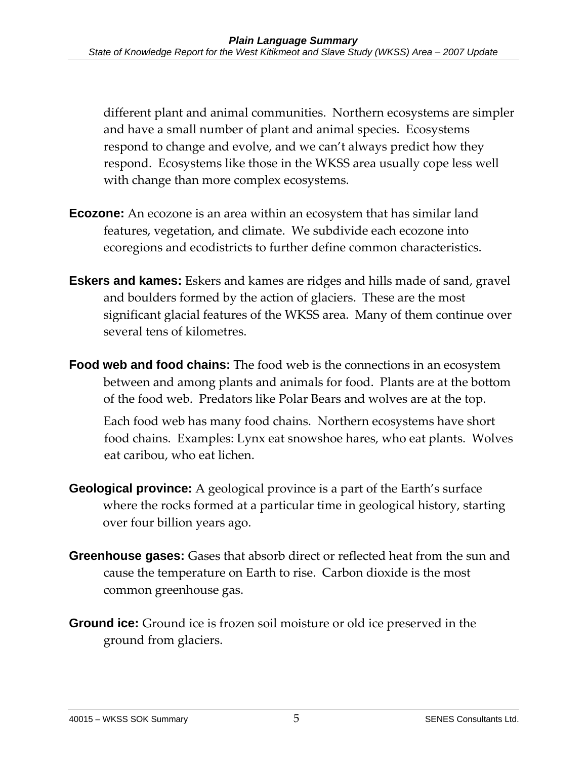different plant and animal communities. Northern ecosystems are simpler and have a small number of plant and animal species. Ecosystems respond to change and evolve, and we can't always predict how they respond. Ecosystems like those in the WKSS area usually cope less well with change than more complex ecosystems.

**Ecozone:** An ecozone is an area within an ecosystem that has similar land features, vegetation, and climate. We subdivide each ecozone into ecoregions and ecodistricts to further define common characteristics.

**Eskers and kames:** Eskers and kames are ridges and hills made of sand, gravel and boulders formed by the action of glaciers. These are the most significant glacial features of the WKSS area. Many of them continue over several tens of kilometres.

**Food web and food chains:** The food web is the connections in an ecosystem between and among plants and animals for food. Plants are at the bottom of the food web. Predators like Polar Bears and wolves are at the top.

Each food web has many food chains. Northern ecosystems have short food chains. Examples: Lynx eat snowshoe hares, who eat plants. Wolves eat caribou, who eat lichen.

**Geological province:** A geological province is a part of the Earth's surface where the rocks formed at a particular time in geological history, starting over four billion years ago.

**Greenhouse gases:** Gases that absorb direct or reflected heat from the sun and cause the temperature on Earth to rise. Carbon dioxide is the most common greenhouse gas.

**Ground ice:** Ground ice is frozen soil moisture or old ice preserved in the ground from glaciers.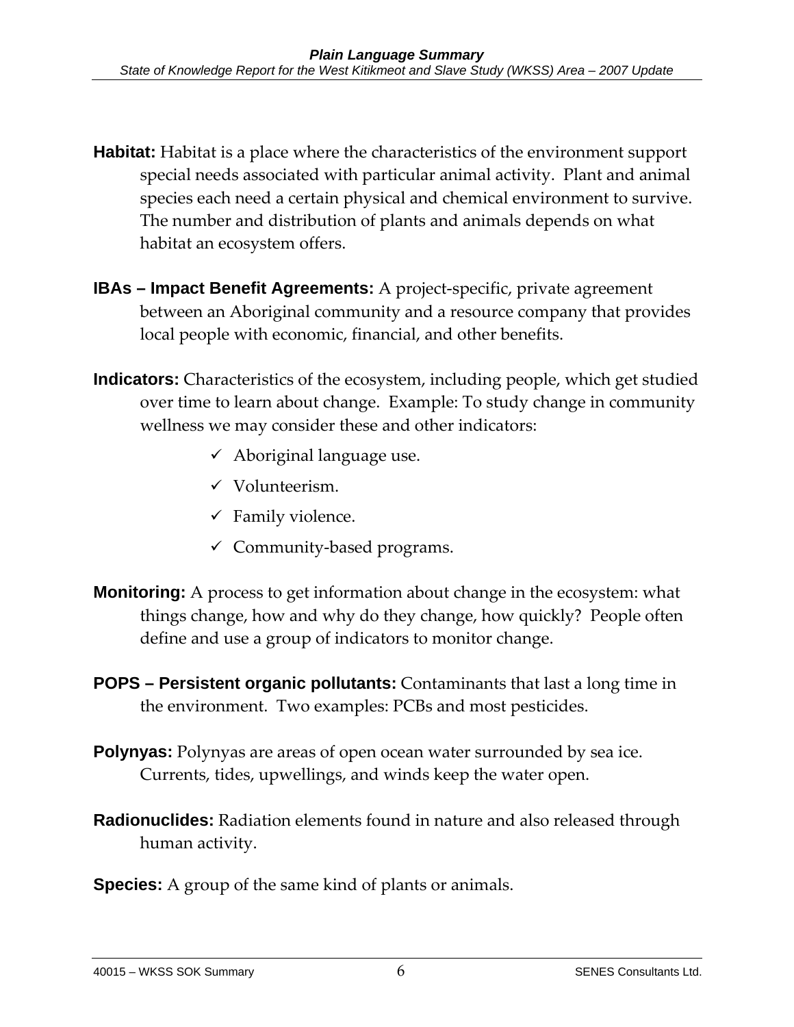**Habitat:** Habitat is a place where the characteristics of the environment support special needs associated with particular animal activity. Plant and animal species each need a certain physical and chemical environment to survive. The number and distribution of plants and animals depends on what habitat an ecosystem offers.

**IBAs – Impact Benefit Agreements:** A project-specific, private agreement between an Aboriginal community and a resource company that provides local people with economic, financial, and other benefits.

**Indicators:** Characteristics of the ecosystem, including people, which get studied over time to learn about change. Example: To study change in community wellness we may consider these and other indicators:

- ✓ Aboriginal language use.
- ✓ Volunteerism.
- ✓ Family violence.
- ✓ Community-based programs.

**Monitoring:** A process to get information about change in the ecosystem: what things change, how and why do they change, how quickly? People often define and use a group of indicators to monitor change.

**POPS – Persistent organic pollutants:** Contaminants that last a long time in the environment. Two examples: PCBs and most pesticides.

**Polynyas:** Polynyas are areas of open ocean water surrounded by sea ice. Currents, tides, upwellings, and winds keep the water open.

**Radionuclides:** Radiation elements found in nature and also released through human activity.

**Species:** A group of the same kind of plants or animals.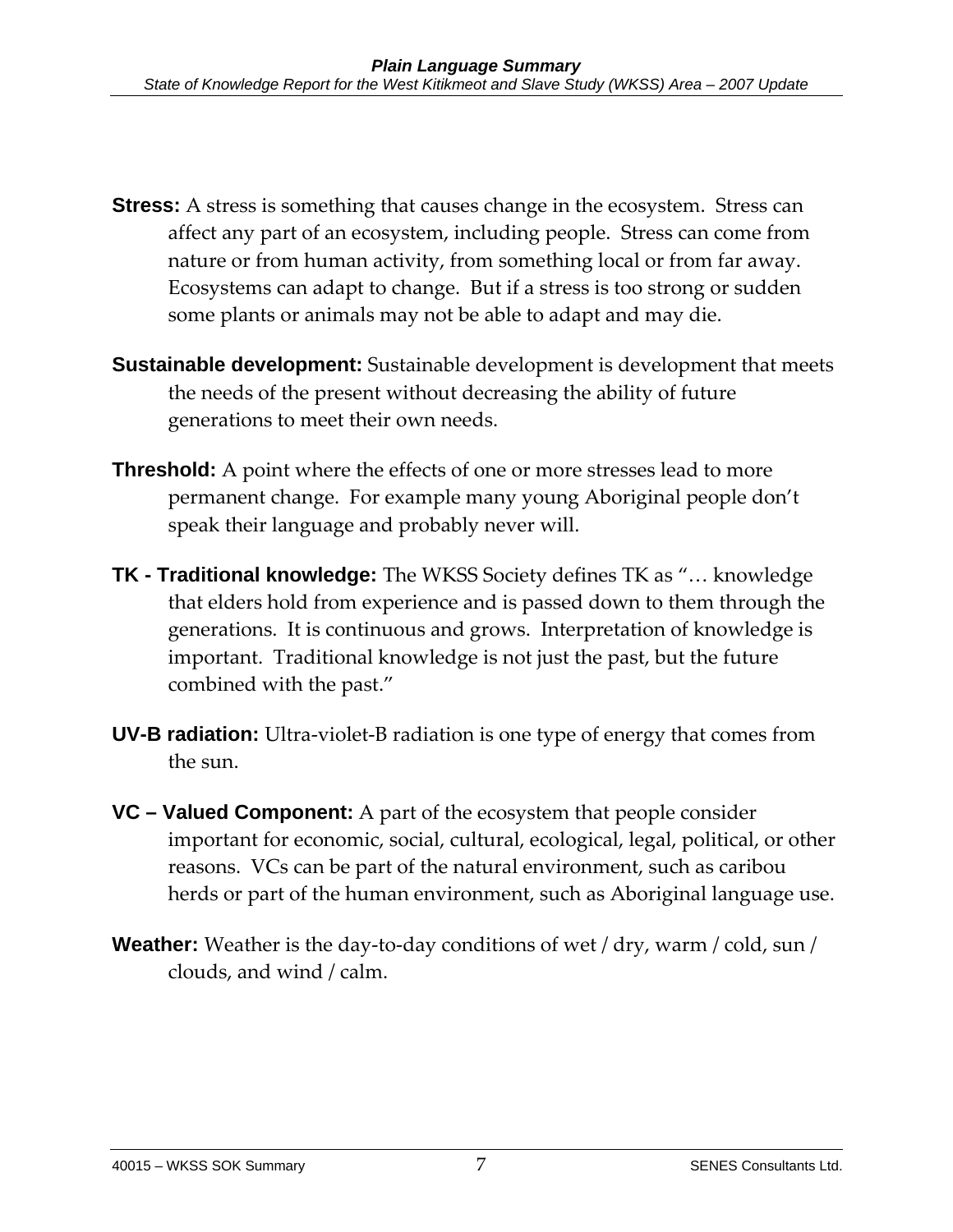**Stress:** A stress is something that causes change in the ecosystem. Stress can affect any part of an ecosystem, including people. Stress can come from nature or from human activity, from something local or from far away. Ecosystems can adapt to change. But if a stress is too strong or sudden some plants or animals may not be able to adapt and may die.

**Sustainable development:** Sustainable development is development that meets the needs of the present without decreasing the ability of future generations to meet their own needs.

**Threshold:** A point where the effects of one or more stresses lead to more permanent change. For example many young Aboriginal people don't speak their language and probably never will.

**TK - Traditional knowledge:** The WKSS Society defines TK as "… knowledge that elders hold from experience and is passed down to them through the generations. It is continuous and grows. Interpretation of knowledge is important. Traditional knowledge is not just the past, but the future combined with the past."

**UV-B radiation:** Ultra-violet-B radiation is one type of energy that comes from the sun.

**VC – Valued Component:** A part of the ecosystem that people consider important for economic, social, cultural, ecological, legal, political, or other reasons. VCs can be part of the natural environment, such as caribou herds or part of the human environment, such as Aboriginal language use.

**Weather:** Weather is the day-to-day conditions of wet / dry, warm / cold, sun / clouds, and wind / calm.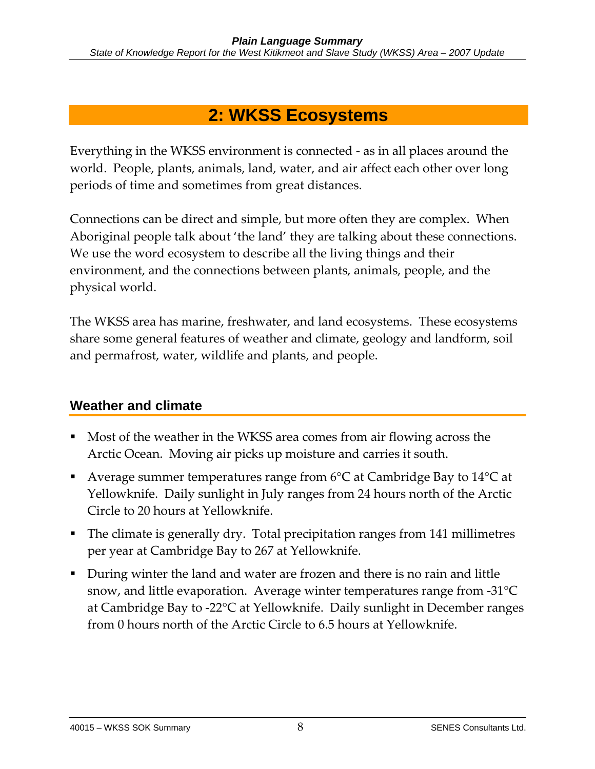# 2: WKSS Ecosystems

Everything in the WKSS environment is connected - as in all places around the world. People, plants, animals, land, water, and air affect each other over long periods of time and sometimes from great distances.

Connections can be direct and simple, but more often they are complex. When Aboriginal people talk about 'the land' they are talking about these connections. We use the word ecosystem to describe all the living things and their environment, and the connections between plants, animals, people, and the physical world.

The WKSS area has marine, freshwater, and land ecosystems. These ecosystems share some general features of weather and climate, geology and landform, soil and permafrost, water, wildlife and plants, and people.

## Weather and climate

- Most of the weather in the WKSS area comes from air flowing across the Arctic Ocean. Moving air picks up moisture and carries it south.
- Average summer temperatures range from 6°C at Cambridge Bay to 14°C at Yellowknife. Daily sunlight in July ranges from 24 hours north of the Arctic Circle to 20 hours at Yellowknife.
- The climate is generally dry. Total precipitation ranges from 141 millimetres per year at Cambridge Bay to 267 at Yellowknife.
- During winter the land and water are frozen and there is no rain and little snow, and little evaporation. Average winter temperatures range from -31°C at Cambridge Bay to -22°C at Yellowknife. Daily sunlight in December ranges from 0 hours north of the Arctic Circle to 6.5 hours at Yellowknife.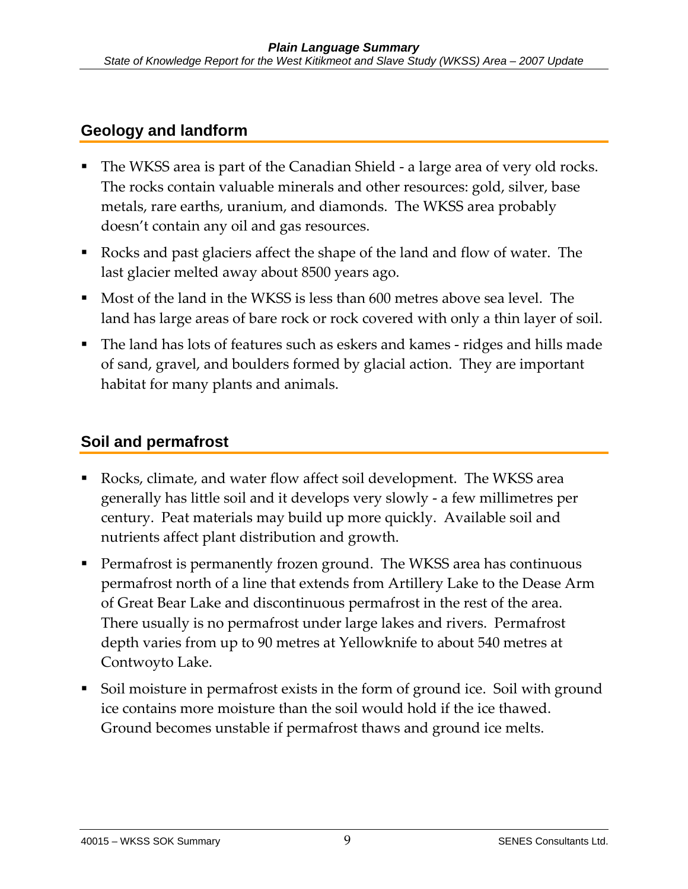## Geology and landform

- The WKSS area is part of the Canadian Shield - a large area of very old rocks. The rocks contain valuable minerals and other resources: gold, silver, base metals, rare earths, uranium, and diamonds. The WKSS area probably doesn't contain any oil and gas resources.
- Rocks and past glaciers affect the shape of the land and flow of water. The last glacier melted away about 8500 years ago.
- Most of the land in the WKSS is less than 600 metres above sea level. The land has large areas of bare rock or rock covered with only a thin layer of soil.
- The land has lots of features such as eskers and kames - ridges and hills made of sand, gravel, and boulders formed by glacial action. They are important habitat for many plants and animals.

## Soil and permafrost

- Rocks, climate, and water flow affect soil development. The WKSS area generally has little soil and it develops very slowly - a few millimetres per century. Peat materials may build up more quickly. Available soil and nutrients affect plant distribution and growth.
- Permafrost is permanently frozen ground. The WKSS area has continuous permafrost north of a line that extends from Artillery Lake to the Dease Arm of Great Bear Lake and discontinuous permafrost in the rest of the area. There usually is no permafrost under large lakes and rivers. Permafrost depth varies from up to 90 metres at Yellowknife to about 540 metres at Contwoyto Lake.
- Soil moisture in permafrost exists in the form of ground ice. Soil with ground ice contains more moisture than the soil would hold if the ice thawed. Ground becomes unstable if permafrost thaws and ground ice melts.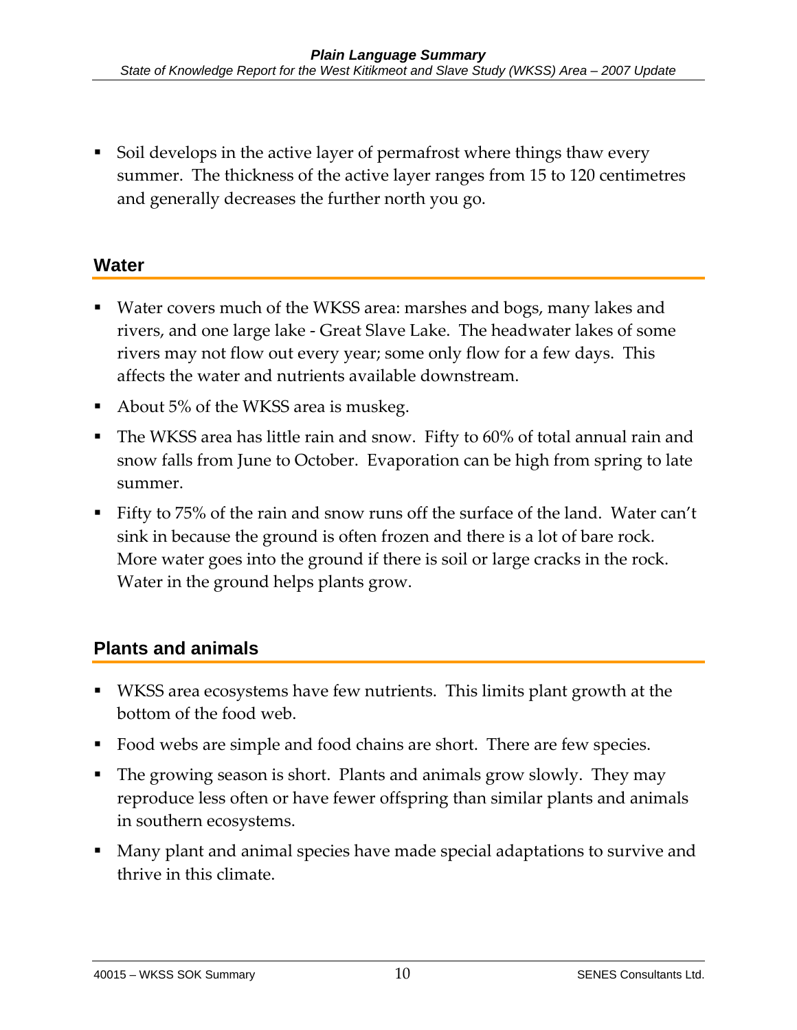- Soil develops in the active layer of permafrost where things thaw every summer. The thickness of the active layer ranges from 15 to 120 centimetres and generally decreases the further north you go.

## Water

- Water covers much of the WKSS area: marshes and bogs, many lakes and rivers, and one large lake - Great Slave Lake. The headwater lakes of some rivers may not flow out every year; some only flow for a few days. This affects the water and nutrients available downstream.
- About 5% of the WKSS area is muskeg.
- The WKSS area has little rain and snow. Fifty to 60% of total annual rain and snow falls from June to October. Evaporation can be high from spring to late summer.
- Fifty to 75% of the rain and snow runs off the surface of the land. Water can't sink in because the ground is often frozen and there is a lot of bare rock. More water goes into the ground if there is soil or large cracks in the rock. Water in the ground helps plants grow.

## Plants and animals

- WKSS area ecosystems have few nutrients. This limits plant growth at the bottom of the food web.
- Food webs are simple and food chains are short. There are few species.
- The growing season is short. Plants and animals grow slowly. They may reproduce less often or have fewer offspring than similar plants and animals in southern ecosystems.
- Many plant and animal species have made special adaptations to survive and thrive in this climate.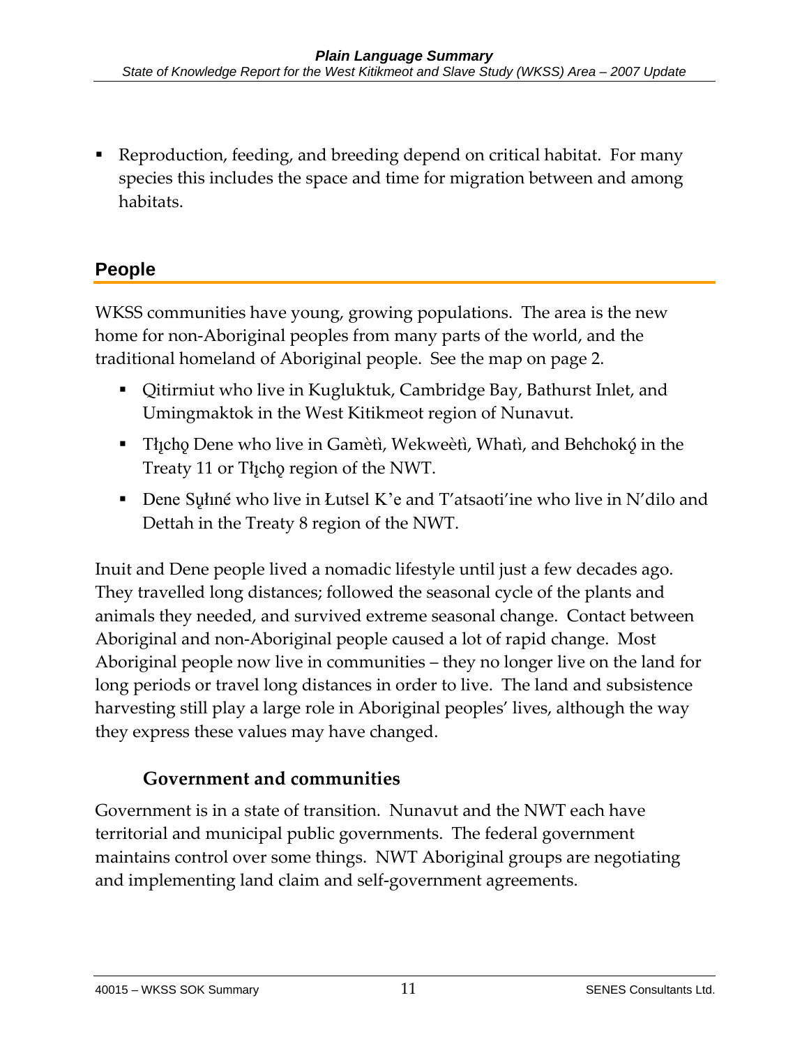- Reproduction, feeding, and breeding depend on critical habitat. For many species this includes the space and time for migration between and among habitats.

## People

WKSS communities have young, growing populations. The area is the new home for non-Aboriginal peoples from many parts of the world, and the traditional homeland of Aboriginal people. See the map on page 2.

- Qitirmiut who live in Kugluktuk, Cambridge Bay, Bathurst Inlet, and Umingmaktok in the West Kitikmeot region of Nunavut.
- Tłįchǫ Dene who live in Gamètì, Wekweètì, Whatì, and Behchokǫ̀ in the Treaty 11 or Tłįchǫ region of the NWT.
- Dene Sųłıné who live in Łutsel K'e and T'atsaoti'ine who live in N'dilo and Dettah in the Treaty 8 region of the NWT.

Inuit and Dene people lived a nomadic lifestyle until just a few decades ago. They travelled long distances; followed the seasonal cycle of the plants and animals they needed, and survived extreme seasonal change. Contact between Aboriginal and non-Aboriginal people caused a lot of rapid change. Most Aboriginal people now live in communities – they no longer live on the land for long periods or travel long distances in order to live. The land and subsistence harvesting still play a large role in Aboriginal peoples' lives, although the way they express these values may have changed.

### Government and communities

Government is in a state of transition. Nunavut and the NWT each have territorial and municipal public governments. The federal government maintains control over some things. NWT Aboriginal groups are negotiating and implementing land claim and self-government agreements.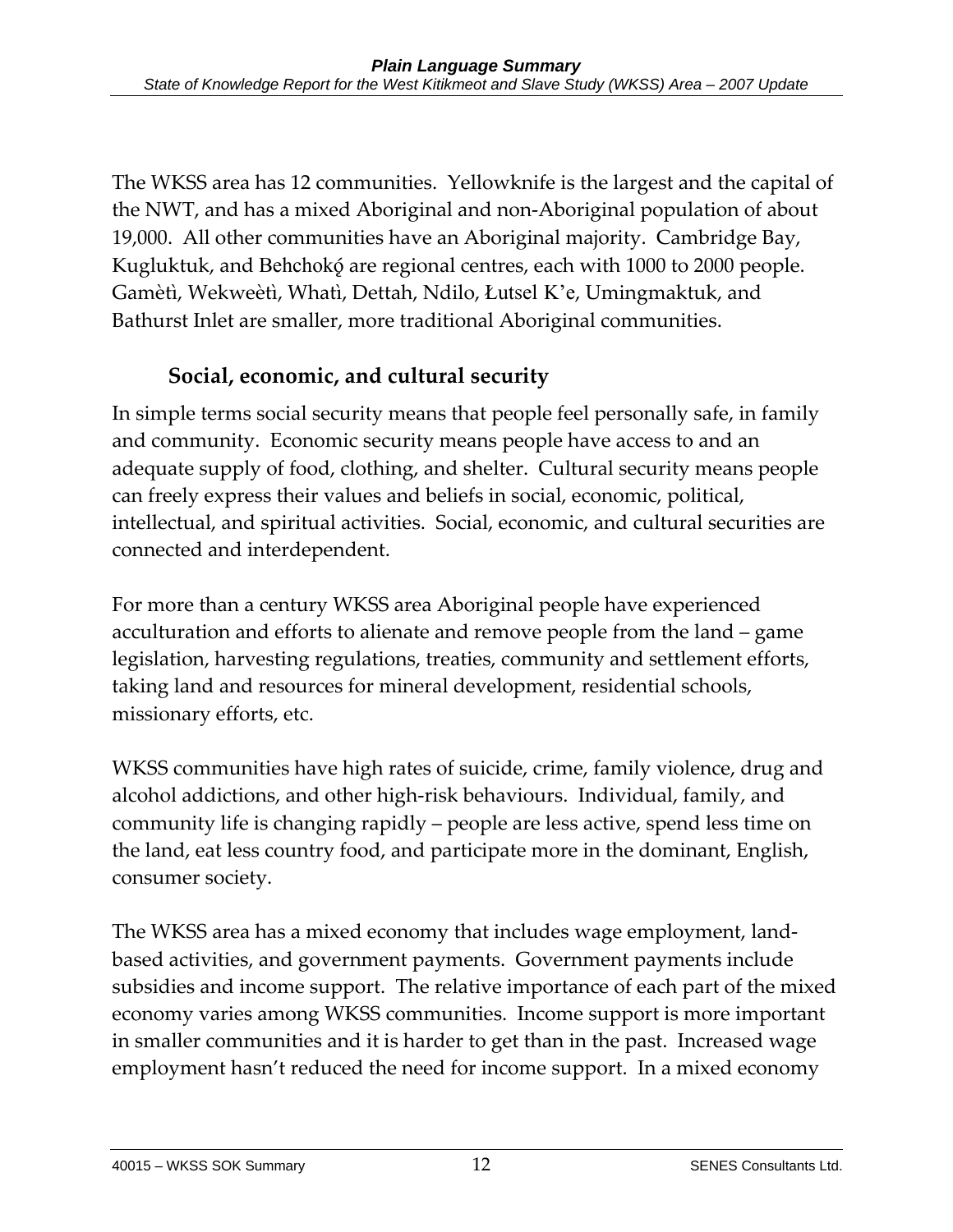The WKSS area has 12 communities. Yellowknife is the largest and the capital of the NWT, and has a mixed Aboriginal and non-Aboriginal population of about 19,000. All other communities have an Aboriginal majority. Cambridge Bay, Kugluktuk, and Behchokǫ̀ are regional centres, each with 1000 to 2000 people. Gamètì, Wekweètì, Whatì, Dettah, Ndilo, Łutsel K'e, Umingmaktuk, and Bathurst Inlet are smaller, more traditional Aboriginal communities.

### Social, economic, and cultural security

In simple terms social security means that people feel personally safe, in family and community. Economic security means people have access to and an adequate supply of food, clothing, and shelter. Cultural security means people can freely express their values and beliefs in social, economic, political, intellectual, and spiritual activities. Social, economic, and cultural securities are connected and interdependent.

For more than a century WKSS area Aboriginal people have experienced acculturation and efforts to alienate and remove people from the land – game legislation, harvesting regulations, treaties, community and settlement efforts, taking land and resources for mineral development, residential schools, missionary efforts, etc.

WKSS communities have high rates of suicide, crime, family violence, drug and alcohol addictions, and other high-risk behaviours. Individual, family, and community life is changing rapidly – people are less active, spend less time on the land, eat less country food, and participate more in the dominant, English, consumer society.

The WKSS area has a mixed economy that includes wage employment, land-based activities, and government payments. Government payments include subsidies and income support. The relative importance of each part of the mixed economy varies among WKSS communities. Income support is more important in smaller communities and it is harder to get than in the past. Increased wage employment hasn't reduced the need for income support. In a mixed economy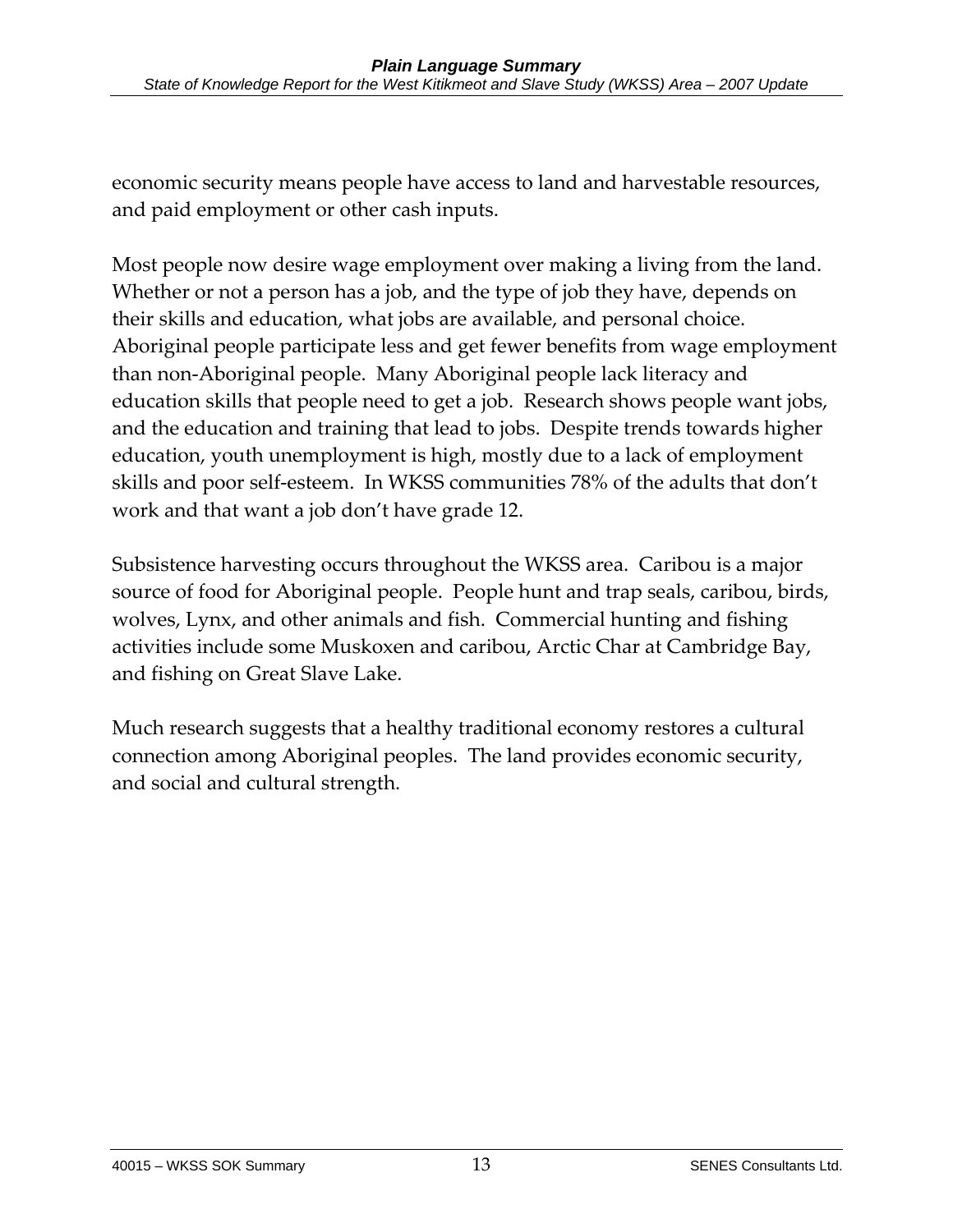economic security means people have access to land and harvestable resources, and paid employment or other cash inputs.

Most people now desire wage employment over making a living from the land. Whether or not a person has a job, and the type of job they have, depends on their skills and education, what jobs are available, and personal choice. Aboriginal people participate less and get fewer benefits from wage employment than non-Aboriginal people. Many Aboriginal people lack literacy and education skills that people need to get a job. Research shows people want jobs, and the education and training that lead to jobs. Despite trends towards higher education, youth unemployment is high, mostly due to a lack of employment skills and poor self-esteem. In WKSS communities 78% of the adults that don't work and that want a job don't have grade 12.

Subsistence harvesting occurs throughout the WKSS area. Caribou is a major source of food for Aboriginal people. People hunt and trap seals, caribou, birds, wolves, Lynx, and other animals and fish. Commercial hunting and fishing activities include some Muskoxen and caribou, Arctic Char at Cambridge Bay, and fishing on Great Slave Lake.

Much research suggests that a healthy traditional economy restores a cultural connection among Aboriginal peoples. The land provides economic security, and social and cultural strength.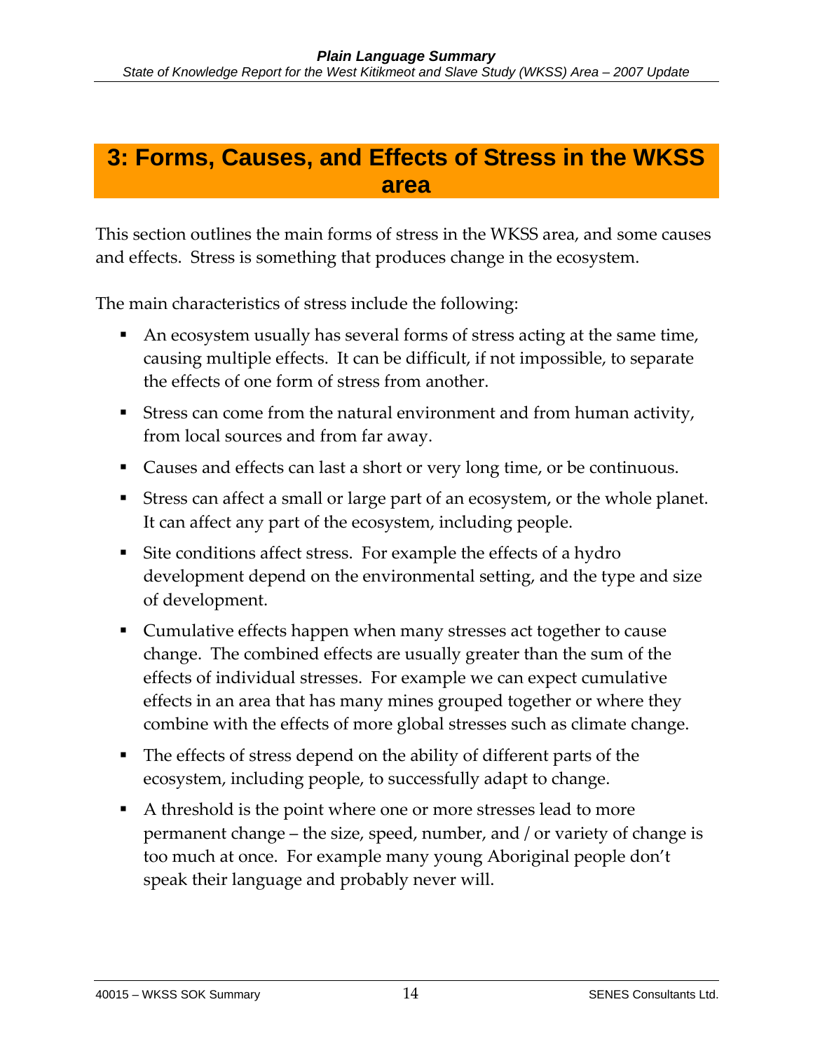# 3: Forms, Causes, and Effects of Stress in the WKSS area

This section outlines the main forms of stress in the WKSS area, and some causes and effects. Stress is something that produces change in the ecosystem.

The main characteristics of stress include the following:

- An ecosystem usually has several forms of stress acting at the same time, causing multiple effects. It can be difficult, if not impossible, to separate the effects of one form of stress from another.
- Stress can come from the natural environment and from human activity, from local sources and from far away.
- Causes and effects can last a short or very long time, or be continuous.
- Stress can affect a small or large part of an ecosystem, or the whole planet. It can affect any part of the ecosystem, including people.
- Site conditions affect stress. For example the effects of a hydro development depend on the environmental setting, and the type and size of development.
- Cumulative effects happen when many stresses act together to cause change. The combined effects are usually greater than the sum of the effects of individual stresses. For example we can expect cumulative effects in an area that has many mines grouped together or where they combine with the effects of more global stresses such as climate change.
- The effects of stress depend on the ability of different parts of the ecosystem, including people, to successfully adapt to change.
- A threshold is the point where one or more stresses lead to more permanent change – the size, speed, number, and / or variety of change is too much at once. For example many young Aboriginal people don't speak their language and probably never will.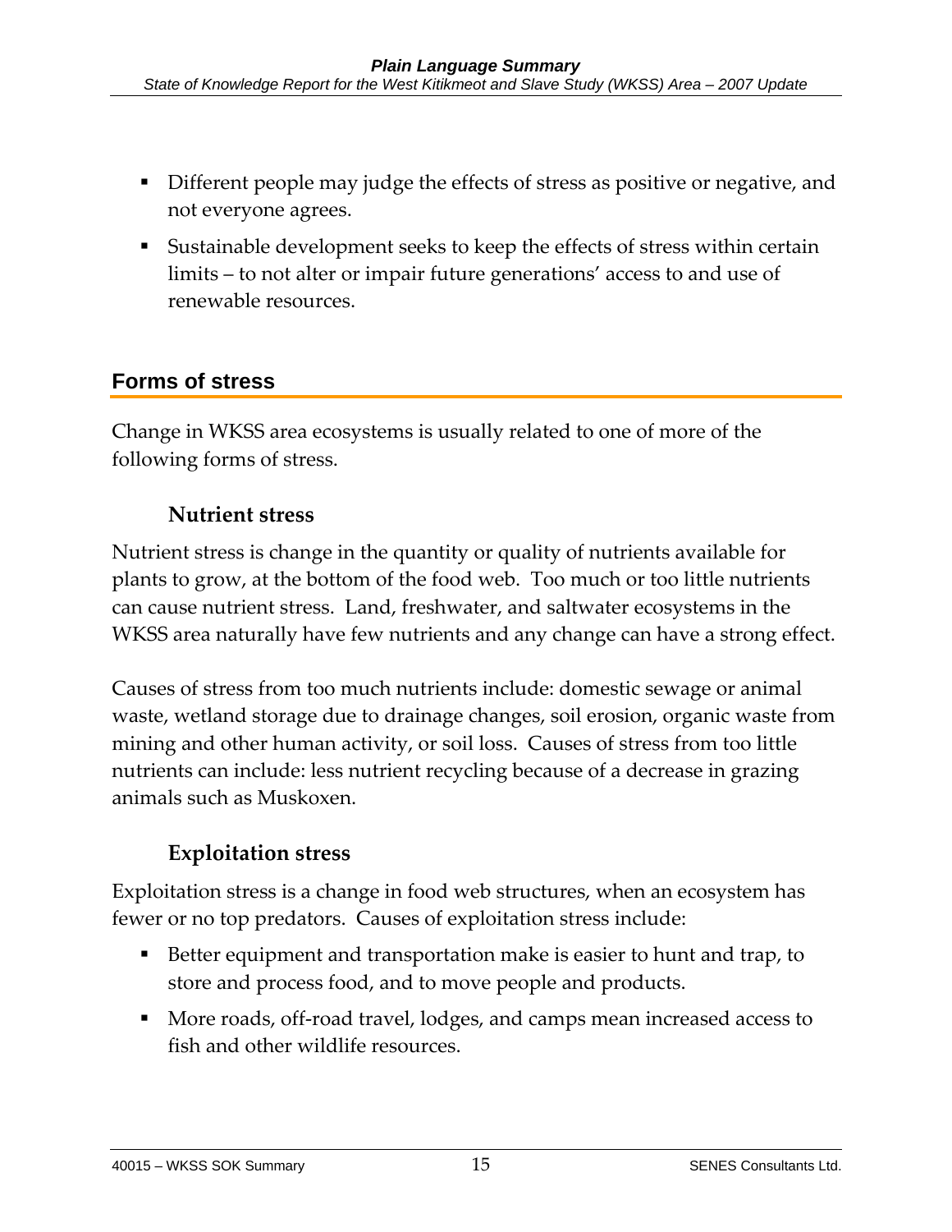- Different people may judge the effects of stress as positive or negative, and not everyone agrees.
- Sustainable development seeks to keep the effects of stress within certain limits – to not alter or impair future generations' access to and use of renewable resources.

## Forms of stress

Change in WKSS area ecosystems is usually related to one of more of the following forms of stress.

### Nutrient stress

Nutrient stress is change in the quantity or quality of nutrients available for plants to grow, at the bottom of the food web. Too much or too little nutrients can cause nutrient stress. Land, freshwater, and saltwater ecosystems in the WKSS area naturally have few nutrients and any change can have a strong effect.

Causes of stress from too much nutrients include: domestic sewage or animal waste, wetland storage due to drainage changes, soil erosion, organic waste from mining and other human activity, or soil loss. Causes of stress from too little nutrients can include: less nutrient recycling because of a decrease in grazing animals such as Muskoxen.

### Exploitation stress

Exploitation stress is a change in food web structures, when an ecosystem has fewer or no top predators. Causes of exploitation stress include:

- Better equipment and transportation make is easier to hunt and trap, to store and process food, and to move people and products.
- More roads, off-road travel, lodges, and camps mean increased access to fish and other wildlife resources.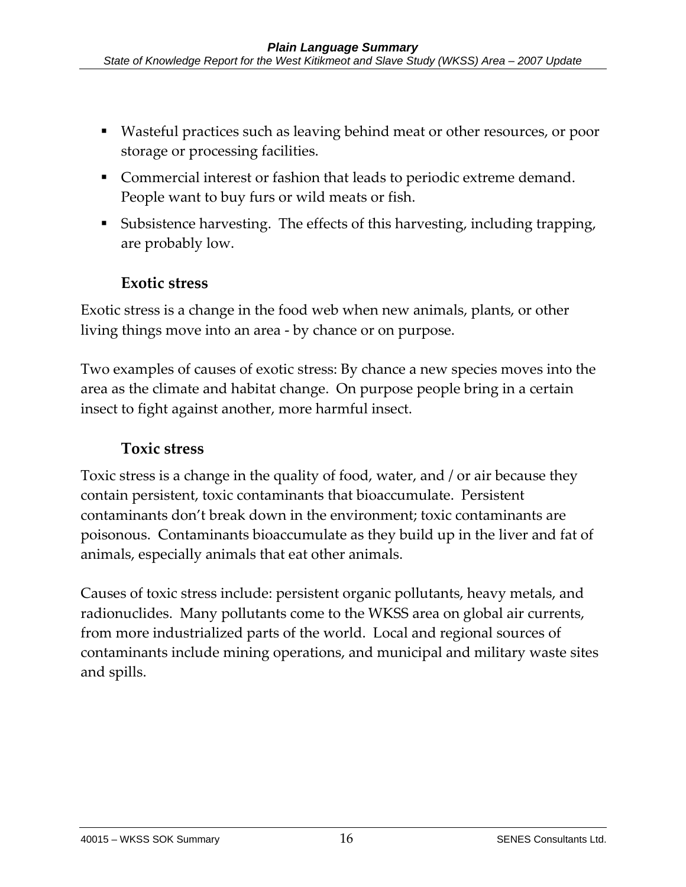- Wasteful practices such as leaving behind meat or other resources, or poor storage or processing facilities.
- Commercial interest or fashion that leads to periodic extreme demand. People want to buy furs or wild meats or fish.
- Subsistence harvesting. The effects of this harvesting, including trapping, are probably low.

### Exotic stress

Exotic stress is a change in the food web when new animals, plants, or other living things move into an area - by chance or on purpose.

Two examples of causes of exotic stress: By chance a new species moves into the area as the climate and habitat change. On purpose people bring in a certain insect to fight against another, more harmful insect.

### Toxic stress

Toxic stress is a change in the quality of food, water, and / or air because they contain persistent, toxic contaminants that bioaccumulate. Persistent contaminants don't break down in the environment; toxic contaminants are poisonous. Contaminants bioaccumulate as they build up in the liver and fat of animals, especially animals that eat other animals.

Causes of toxic stress include: persistent organic pollutants, heavy metals, and radionuclides. Many pollutants come to the WKSS area on global air currents, from more industrialized parts of the world. Local and regional sources of contaminants include mining operations, and municipal and military waste sites and spills.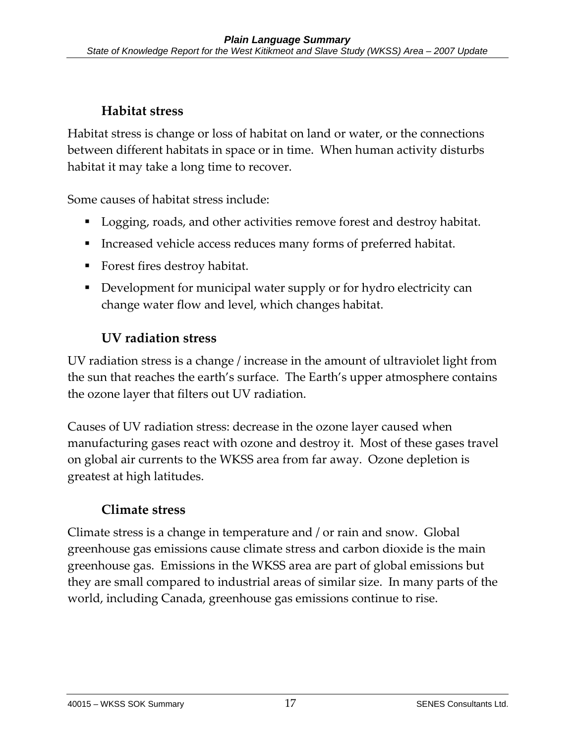### Habitat stress

Habitat stress is change or loss of habitat on land or water, or the connections between different habitats in space or in time. When human activity disturbs habitat it may take a long time to recover.

Some causes of habitat stress include:

- Logging, roads, and other activities remove forest and destroy habitat.
- Increased vehicle access reduces many forms of preferred habitat.
- Forest fires destroy habitat.
- Development for municipal water supply or for hydro electricity can change water flow and level, which changes habitat.

### UV radiation stress

UV radiation stress is a change / increase in the amount of ultraviolet light from the sun that reaches the earth's surface. The Earth's upper atmosphere contains the ozone layer that filters out UV radiation.

Causes of UV radiation stress: decrease in the ozone layer caused when manufacturing gases react with ozone and destroy it. Most of these gases travel on global air currents to the WKSS area from far away. Ozone depletion is greatest at high latitudes.

### Climate stress

Climate stress is a change in temperature and / or rain and snow. Global greenhouse gas emissions cause climate stress and carbon dioxide is the main greenhouse gas. Emissions in the WKSS area are part of global emissions but they are small compared to industrial areas of similar size. In many parts of the world, including Canada, greenhouse gas emissions continue to rise.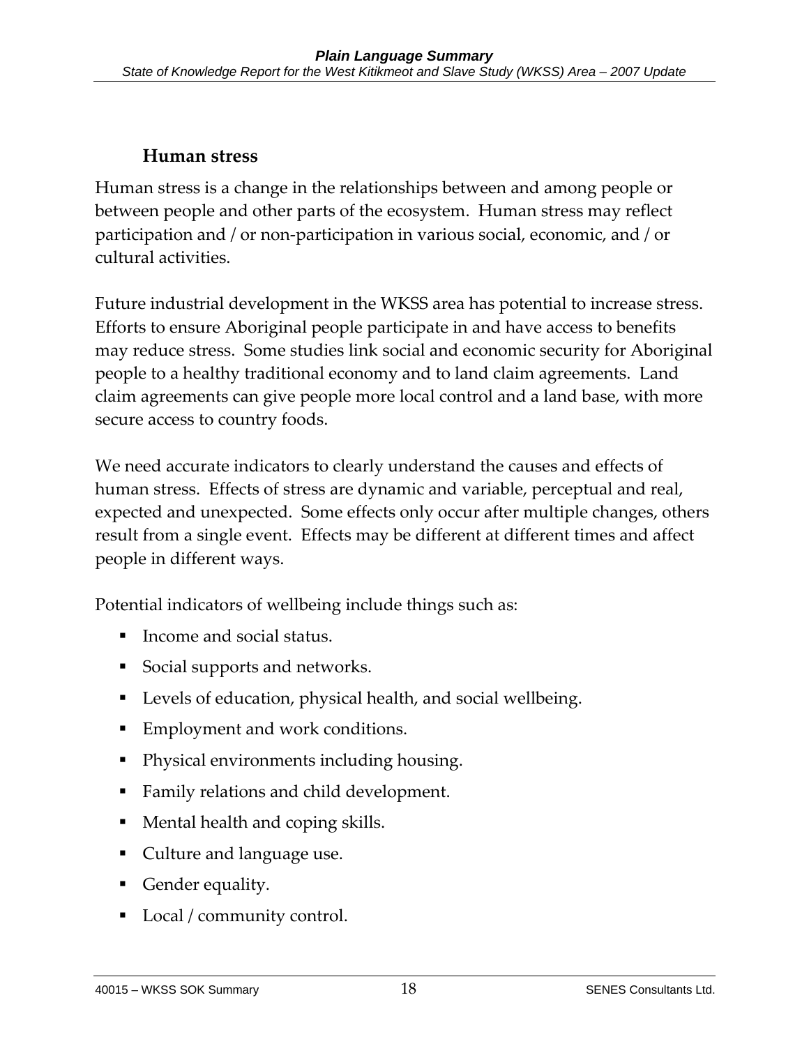### Human stress

Human stress is a change in the relationships between and among people or between people and other parts of the ecosystem. Human stress may reflect participation and / or non-participation in various social, economic, and / or cultural activities.

Future industrial development in the WKSS area has potential to increase stress. Efforts to ensure Aboriginal people participate in and have access to benefits may reduce stress. Some studies link social and economic security for Aboriginal people to a healthy traditional economy and to land claim agreements. Land claim agreements can give people more local control and a land base, with more secure access to country foods.

We need accurate indicators to clearly understand the causes and effects of human stress. Effects of stress are dynamic and variable, perceptual and real, expected and unexpected. Some effects only occur after multiple changes, others result from a single event. Effects may be different at different times and affect people in different ways.

Potential indicators of wellbeing include things such as:

- Income and social status.
- Social supports and networks.
- Levels of education, physical health, and social wellbeing.
- Employment and work conditions.
- Physical environments including housing.
- Family relations and child development.
- Mental health and coping skills.
- Culture and language use.
- Gender equality.
- Local / community control.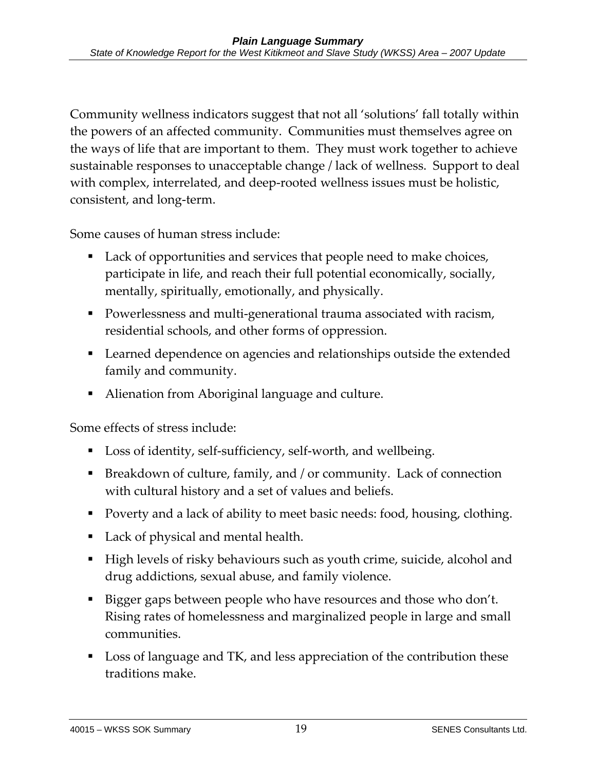Community wellness indicators suggest that not all 'solutions' fall totally within the powers of an affected community. Communities must themselves agree on the ways of life that are important to them. They must work together to achieve sustainable responses to unacceptable change / lack of wellness. Support to deal with complex, interrelated, and deep-rooted wellness issues must be holistic, consistent, and long-term.

Some causes of human stress include:

- Lack of opportunities and services that people need to make choices, participate in life, and reach their full potential economically, socially, mentally, spiritually, emotionally, and physically.
- Powerlessness and multi-generational trauma associated with racism, residential schools, and other forms of oppression.
- Learned dependence on agencies and relationships outside the extended family and community.
- Alienation from Aboriginal language and culture.

Some effects of stress include:

- Loss of identity, self-sufficiency, self-worth, and wellbeing.
- Breakdown of culture, family, and / or community. Lack of connection with cultural history and a set of values and beliefs.
- Poverty and a lack of ability to meet basic needs: food, housing, clothing.
- Lack of physical and mental health.
- High levels of risky behaviours such as youth crime, suicide, alcohol and drug addictions, sexual abuse, and family violence.
- Bigger gaps between people who have resources and those who don't. Rising rates of homelessness and marginalized people in large and small communities.
- Loss of language and TK, and less appreciation of the contribution these traditions make.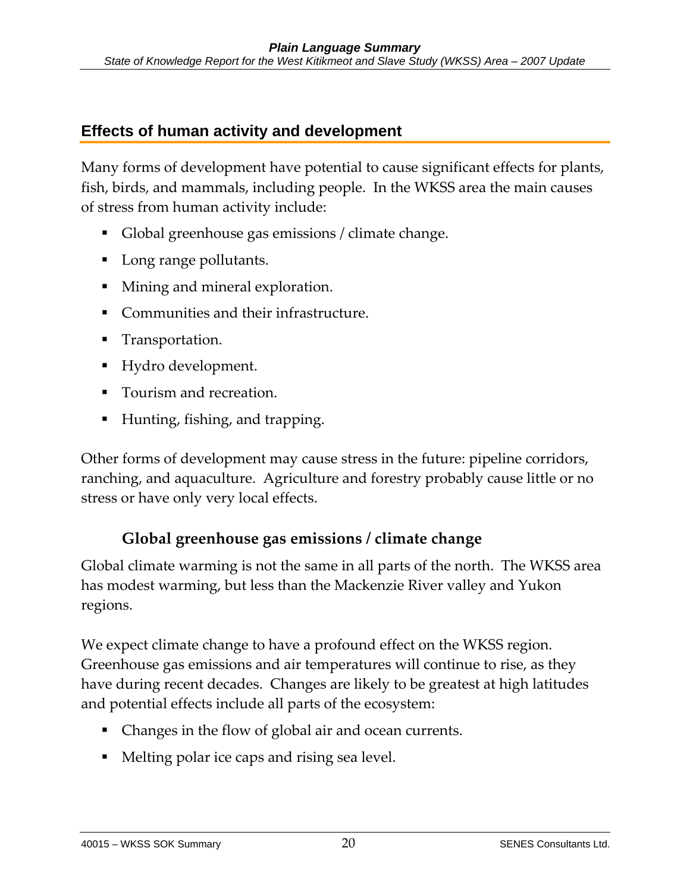## Effects of human activity and development

Many forms of development have potential to cause significant effects for plants, fish, birds, and mammals, including people. In the WKSS area the main causes of stress from human activity include:

- Global greenhouse gas emissions / climate change.
- Long range pollutants.
- Mining and mineral exploration.
- Communities and their infrastructure.
- Transportation.
- Hydro development.
- Tourism and recreation.
- Hunting, fishing, and trapping.

Other forms of development may cause stress in the future: pipeline corridors, ranching, and aquaculture. Agriculture and forestry probably cause little or no stress or have only very local effects.

### Global greenhouse gas emissions / climate change

Global climate warming is not the same in all parts of the north. The WKSS area has modest warming, but less than the Mackenzie River valley and Yukon regions.

We expect climate change to have a profound effect on the WKSS region. Greenhouse gas emissions and air temperatures will continue to rise, as they have during recent decades. Changes are likely to be greatest at high latitudes and potential effects include all parts of the ecosystem:

- Changes in the flow of global air and ocean currents.
- Melting polar ice caps and rising sea level.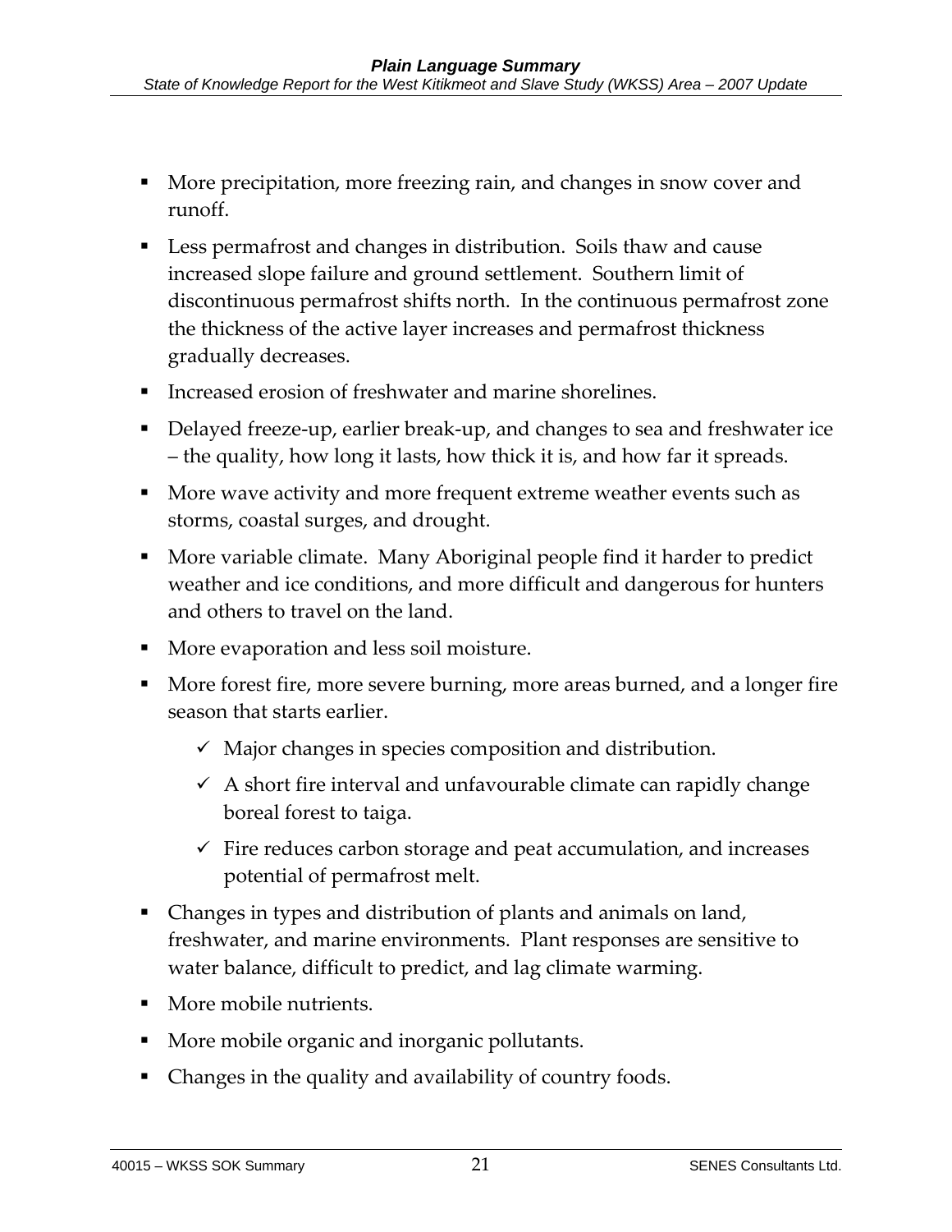- More precipitation, more freezing rain, and changes in snow cover and runoff.
- Less permafrost and changes in distribution. Soils thaw and cause increased slope failure and ground settlement. Southern limit of discontinuous permafrost shifts north. In the continuous permafrost zone the thickness of the active layer increases and permafrost thickness gradually decreases.
- Increased erosion of freshwater and marine shorelines.
- Delayed freeze-up, earlier break-up, and changes to sea and freshwater ice – the quality, how long it lasts, how thick it is, and how far it spreads.
- More wave activity and more frequent extreme weather events such as storms, coastal surges, and drought.
- More variable climate. Many Aboriginal people find it harder to predict weather and ice conditions, and more difficult and dangerous for hunters and others to travel on the land.
- More evaporation and less soil moisture.
- More forest fire, more severe burning, more areas burned, and a longer fire season that starts earlier.
  - ✓ Major changes in species composition and distribution.
  - ✓ A short fire interval and unfavourable climate can rapidly change boreal forest to taiga.
  - ✓ Fire reduces carbon storage and peat accumulation, and increases potential of permafrost melt.
- Changes in types and distribution of plants and animals on land, freshwater, and marine environments. Plant responses are sensitive to water balance, difficult to predict, and lag climate warming.
- More mobile nutrients.
- More mobile organic and inorganic pollutants.
- Changes in the quality and availability of country foods.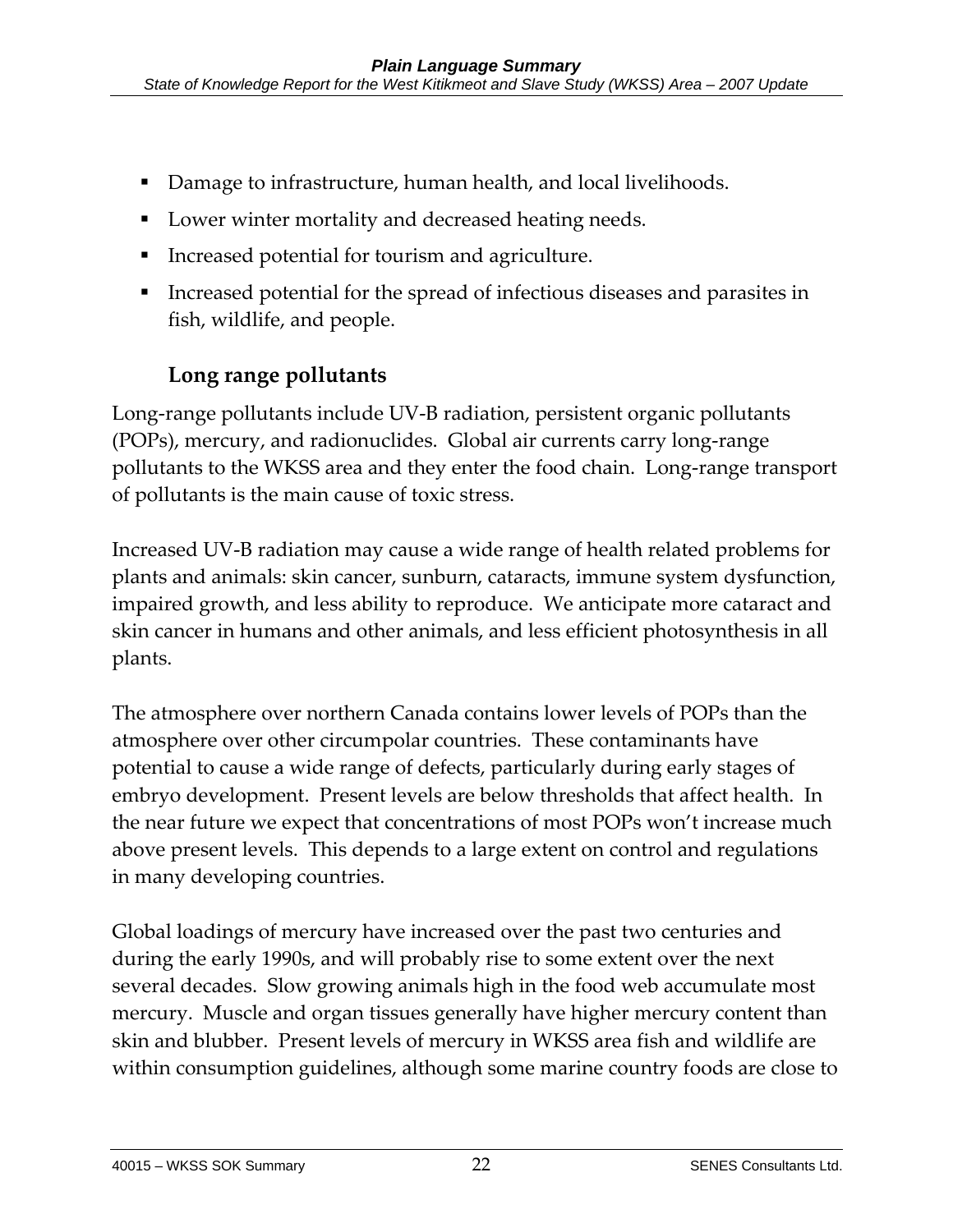- Damage to infrastructure, human health, and local livelihoods.
- Lower winter mortality and decreased heating needs.
- Increased potential for tourism and agriculture.
- Increased potential for the spread of infectious diseases and parasites in fish, wildlife, and people.

### Long range pollutants

Long-range pollutants include UV-B radiation, persistent organic pollutants (POPs), mercury, and radionuclides. Global air currents carry long-range pollutants to the WKSS area and they enter the food chain. Long-range transport of pollutants is the main cause of toxic stress.

Increased UV-B radiation may cause a wide range of health related problems for plants and animals: skin cancer, sunburn, cataracts, immune system dysfunction, impaired growth, and less ability to reproduce. We anticipate more cataract and skin cancer in humans and other animals, and less efficient photosynthesis in all plants.

The atmosphere over northern Canada contains lower levels of POPs than the atmosphere over other circumpolar countries. These contaminants have potential to cause a wide range of defects, particularly during early stages of embryo development. Present levels are below thresholds that affect health. In the near future we expect that concentrations of most POPs won't increase much above present levels. This depends to a large extent on control and regulations in many developing countries.

Global loadings of mercury have increased over the past two centuries and during the early 1990s, and will probably rise to some extent over the next several decades. Slow growing animals high in the food web accumulate most mercury. Muscle and organ tissues generally have higher mercury content than skin and blubber. Present levels of mercury in WKSS area fish and wildlife are within consumption guidelines, although some marine country foods are close to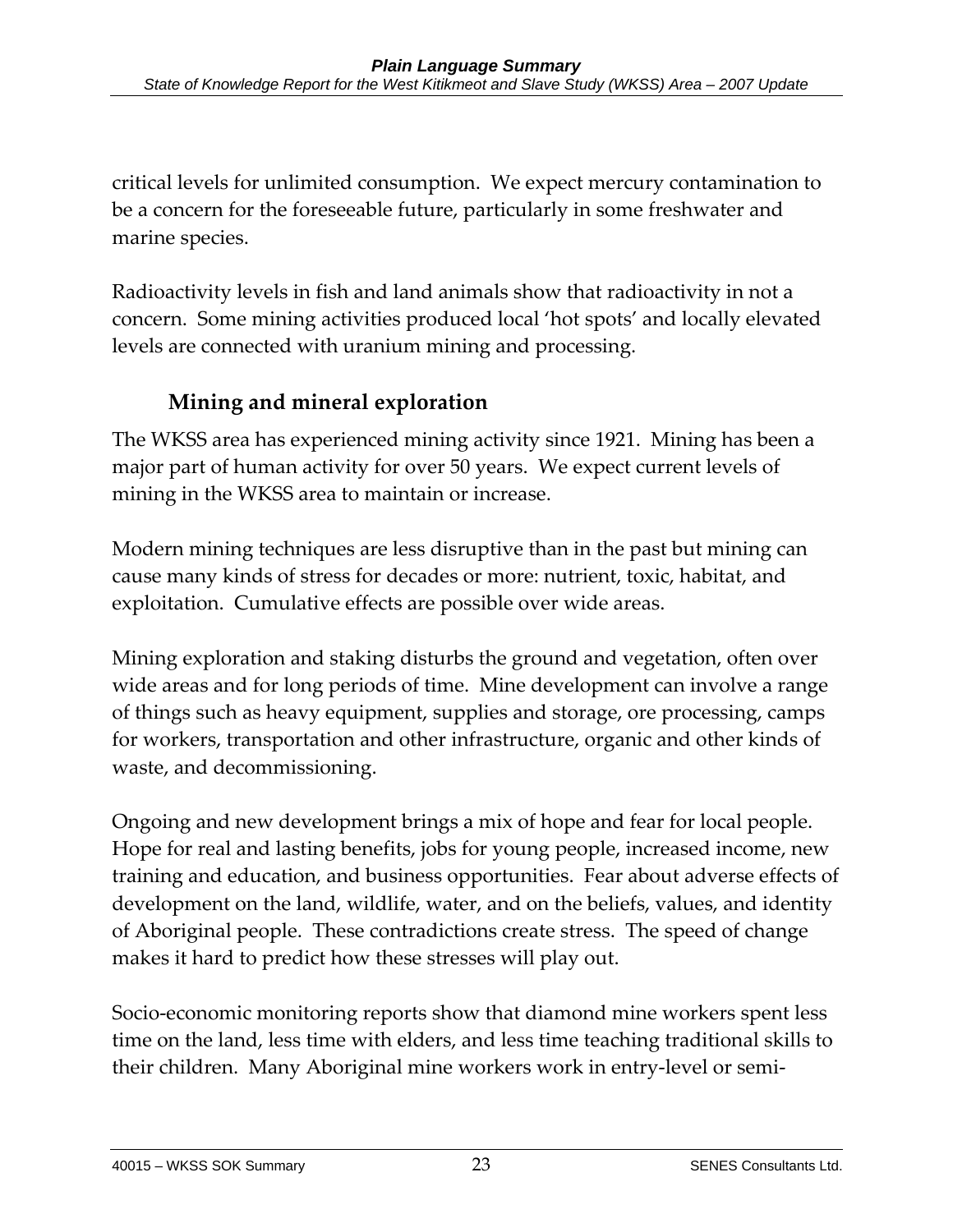critical levels for unlimited consumption. We expect mercury contamination to be a concern for the foreseeable future, particularly in some freshwater and marine species.

Radioactivity levels in fish and land animals show that radioactivity in not a concern. Some mining activities produced local 'hot spots' and locally elevated levels are connected with uranium mining and processing.

### Mining and mineral exploration

The WKSS area has experienced mining activity since 1921. Mining has been a major part of human activity for over 50 years. We expect current levels of mining in the WKSS area to maintain or increase.

Modern mining techniques are less disruptive than in the past but mining can cause many kinds of stress for decades or more: nutrient, toxic, habitat, and exploitation. Cumulative effects are possible over wide areas.

Mining exploration and staking disturbs the ground and vegetation, often over wide areas and for long periods of time. Mine development can involve a range of things such as heavy equipment, supplies and storage, ore processing, camps for workers, transportation and other infrastructure, organic and other kinds of waste, and decommissioning.

Ongoing and new development brings a mix of hope and fear for local people. Hope for real and lasting benefits, jobs for young people, increased income, new training and education, and business opportunities. Fear about adverse effects of development on the land, wildlife, water, and on the beliefs, values, and identity of Aboriginal people. These contradictions create stress. The speed of change makes it hard to predict how these stresses will play out.

Socio-economic monitoring reports show that diamond mine workers spent less time on the land, less time with elders, and less time teaching traditional skills to their children. Many Aboriginal mine workers work in entry-level or semi-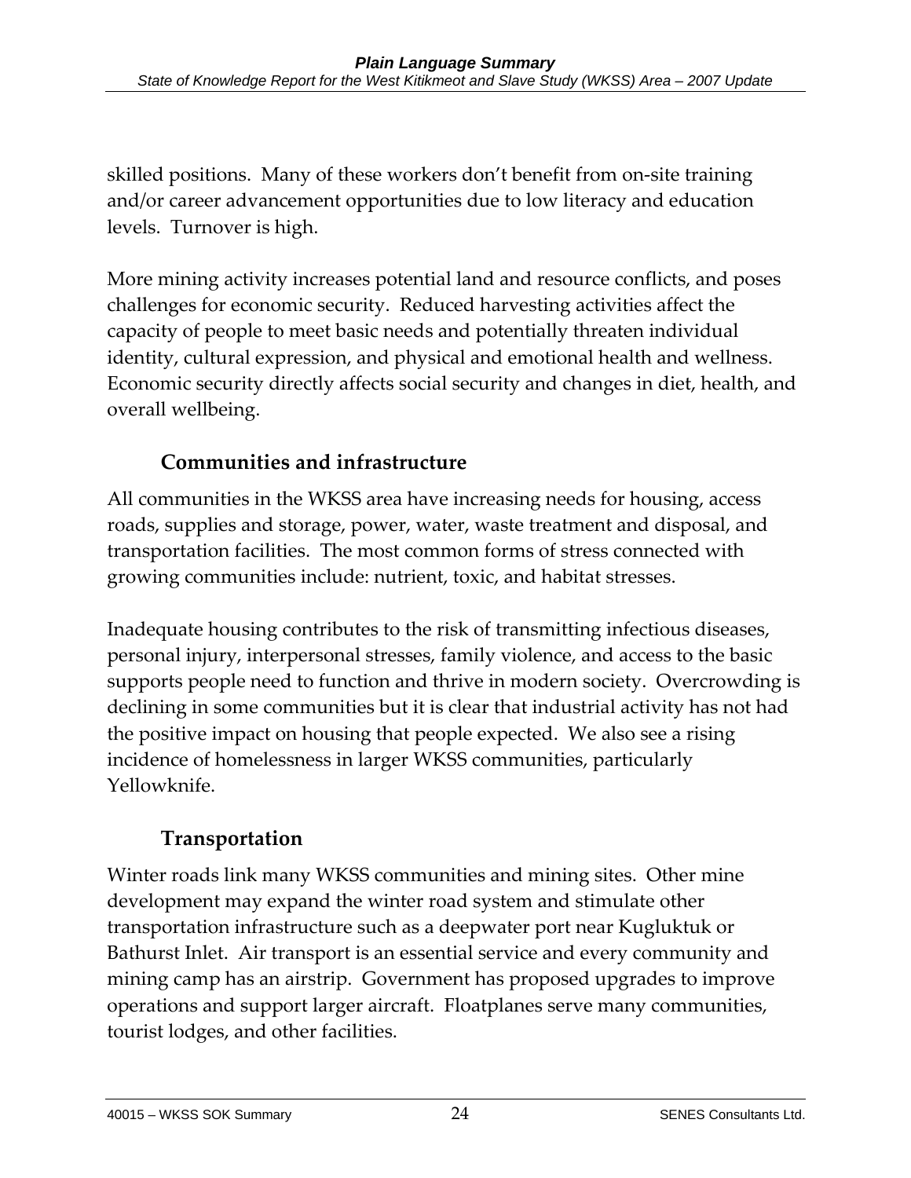skilled positions. Many of these workers don't benefit from on-site training and/or career advancement opportunities due to low literacy and education levels. Turnover is high.

More mining activity increases potential land and resource conflicts, and poses challenges for economic security. Reduced harvesting activities affect the capacity of people to meet basic needs and potentially threaten individual identity, cultural expression, and physical and emotional health and wellness. Economic security directly affects social security and changes in diet, health, and overall wellbeing.

### Communities and infrastructure

All communities in the WKSS area have increasing needs for housing, access roads, supplies and storage, power, water, waste treatment and disposal, and transportation facilities. The most common forms of stress connected with growing communities include: nutrient, toxic, and habitat stresses.

Inadequate housing contributes to the risk of transmitting infectious diseases, personal injury, interpersonal stresses, family violence, and access to the basic supports people need to function and thrive in modern society. Overcrowding is declining in some communities but it is clear that industrial activity has not had the positive impact on housing that people expected. We also see a rising incidence of homelessness in larger WKSS communities, particularly Yellowknife.

### Transportation

Winter roads link many WKSS communities and mining sites. Other mine development may expand the winter road system and stimulate other transportation infrastructure such as a deepwater port near Kugluktuk or Bathurst Inlet. Air transport is an essential service and every community and mining camp has an airstrip. Government has proposed upgrades to improve operations and support larger aircraft. Floatplanes serve many communities, tourist lodges, and other facilities.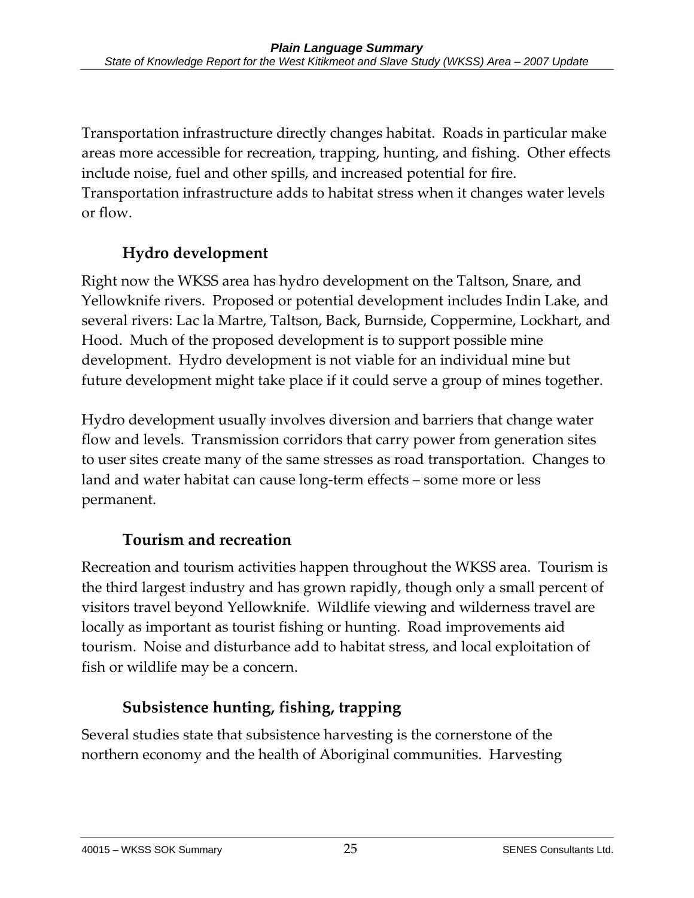Transportation infrastructure directly changes habitat. Roads in particular make areas more accessible for recreation, trapping, hunting, and fishing. Other effects include noise, fuel and other spills, and increased potential for fire. Transportation infrastructure adds to habitat stress when it changes water levels or flow.

### Hydro development

Right now the WKSS area has hydro development on the Taltson, Snare, and Yellowknife rivers. Proposed or potential development includes Indin Lake, and several rivers: Lac la Martre, Taltson, Back, Burnside, Coppermine, Lockhart, and Hood. Much of the proposed development is to support possible mine development. Hydro development is not viable for an individual mine but future development might take place if it could serve a group of mines together.

Hydro development usually involves diversion and barriers that change water flow and levels. Transmission corridors that carry power from generation sites to user sites create many of the same stresses as road transportation. Changes to land and water habitat can cause long-term effects – some more or less permanent.

### Tourism and recreation

Recreation and tourism activities happen throughout the WKSS area. Tourism is the third largest industry and has grown rapidly, though only a small percent of visitors travel beyond Yellowknife. Wildlife viewing and wilderness travel are locally as important as tourist fishing or hunting. Road improvements aid tourism. Noise and disturbance add to habitat stress, and local exploitation of fish or wildlife may be a concern.

### Subsistence hunting, fishing, trapping

Several studies state that subsistence harvesting is the cornerstone of the northern economy and the health of Aboriginal communities. Harvesting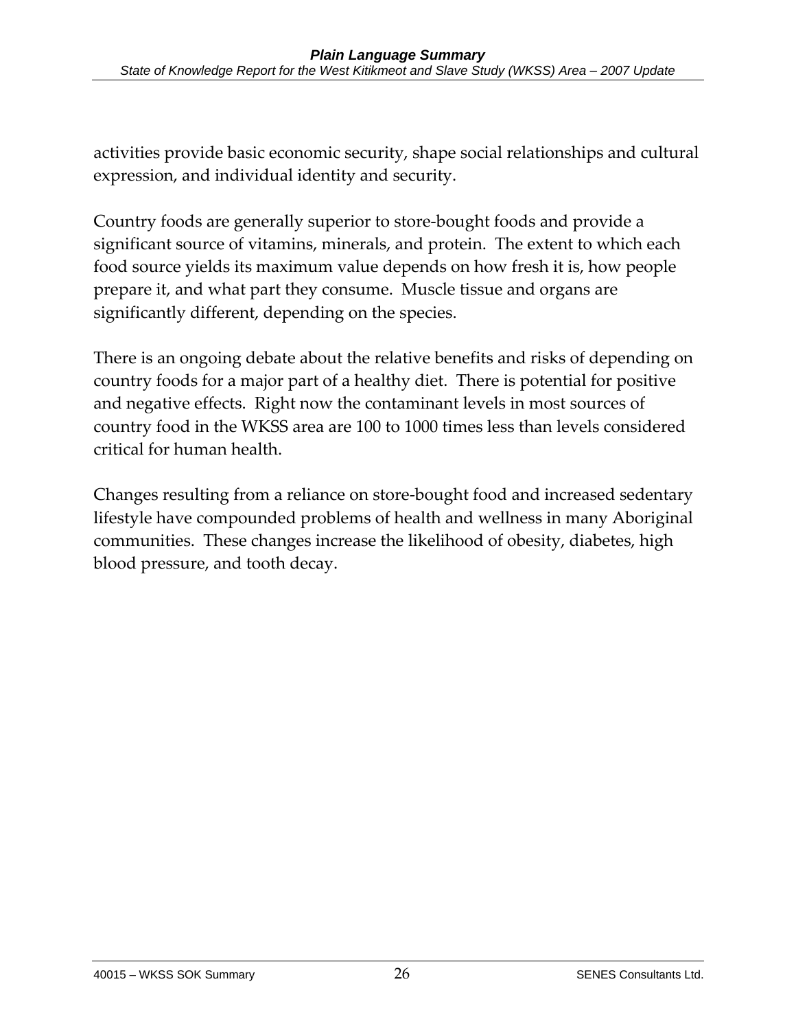activities provide basic economic security, shape social relationships and cultural expression, and individual identity and security.

Country foods are generally superior to store-bought foods and provide a significant source of vitamins, minerals, and protein. The extent to which each food source yields its maximum value depends on how fresh it is, how people prepare it, and what part they consume. Muscle tissue and organs are significantly different, depending on the species.

There is an ongoing debate about the relative benefits and risks of depending on country foods for a major part of a healthy diet. There is potential for positive and negative effects. Right now the contaminant levels in most sources of country food in the WKSS area are 100 to 1000 times less than levels considered critical for human health.

Changes resulting from a reliance on store-bought food and increased sedentary lifestyle have compounded problems of health and wellness in many Aboriginal communities. These changes increase the likelihood of obesity, diabetes, high blood pressure, and tooth decay.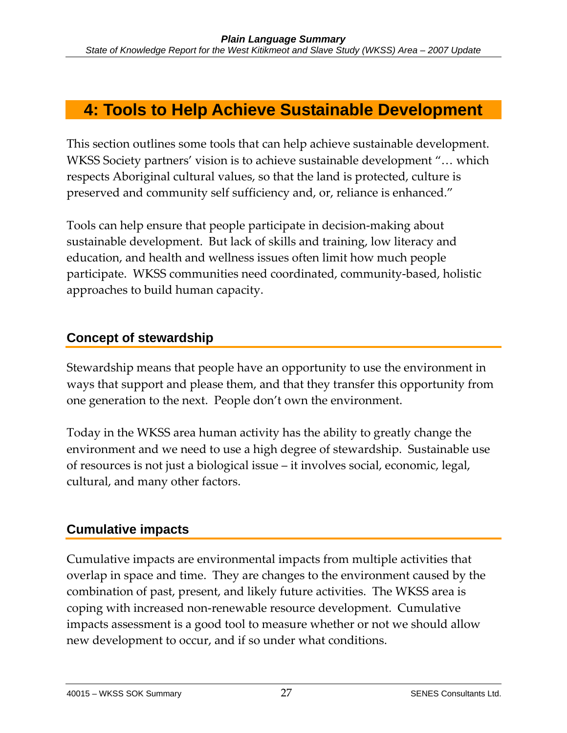# 4: Tools to Help Achieve Sustainable Development

This section outlines some tools that can help achieve sustainable development. WKSS Society partners' vision is to achieve sustainable development "… which respects Aboriginal cultural values, so that the land is protected, culture is preserved and community self sufficiency and, or, reliance is enhanced."

Tools can help ensure that people participate in decision-making about sustainable development. But lack of skills and training, low literacy and education, and health and wellness issues often limit how much people participate. WKSS communities need coordinated, community-based, holistic approaches to build human capacity.

## Concept of stewardship

Stewardship means that people have an opportunity to use the environment in ways that support and please them, and that they transfer this opportunity from one generation to the next. People don't own the environment.

Today in the WKSS area human activity has the ability to greatly change the environment and we need to use a high degree of stewardship. Sustainable use of resources is not just a biological issue – it involves social, economic, legal, cultural, and many other factors.

## Cumulative impacts

Cumulative impacts are environmental impacts from multiple activities that overlap in space and time. They are changes to the environment caused by the combination of past, present, and likely future activities. The WKSS area is coping with increased non-renewable resource development. Cumulative impacts assessment is a good tool to measure whether or not we should allow new development to occur, and if so under what conditions.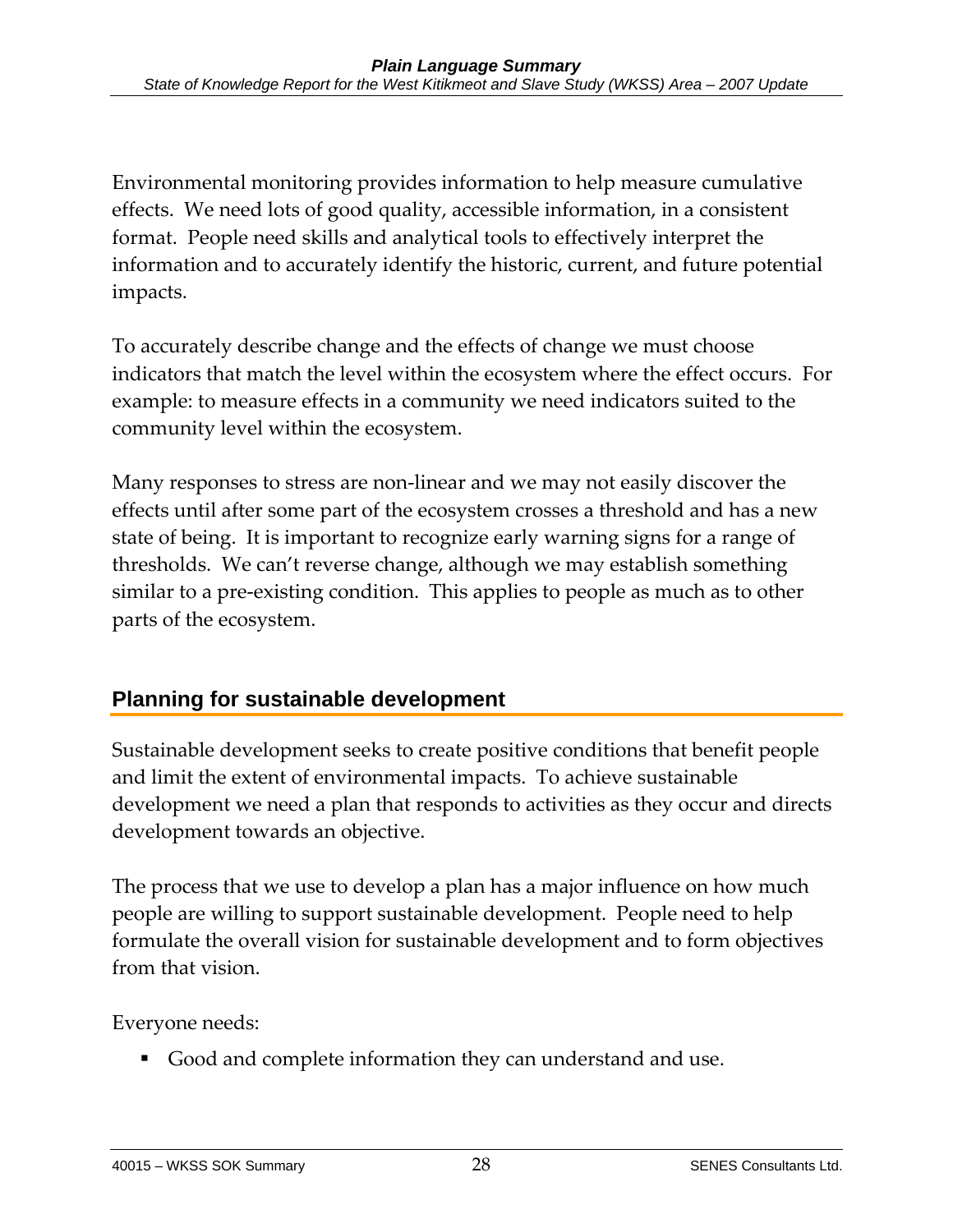Environmental monitoring provides information to help measure cumulative effects. We need lots of good quality, accessible information, in a consistent format. People need skills and analytical tools to effectively interpret the information and to accurately identify the historic, current, and future potential impacts.

To accurately describe change and the effects of change we must choose indicators that match the level within the ecosystem where the effect occurs. For example: to measure effects in a community we need indicators suited to the community level within the ecosystem.

Many responses to stress are non-linear and we may not easily discover the effects until after some part of the ecosystem crosses a threshold and has a new state of being. It is important to recognize early warning signs for a range of thresholds. We can't reverse change, although we may establish something similar to a pre-existing condition. This applies to people as much as to other parts of the ecosystem.

## Planning for sustainable development

Sustainable development seeks to create positive conditions that benefit people and limit the extent of environmental impacts. To achieve sustainable development we need a plan that responds to activities as they occur and directs development towards an objective.

The process that we use to develop a plan has a major influence on how much people are willing to support sustainable development. People need to help formulate the overall vision for sustainable development and to form objectives from that vision.

Everyone needs:

- Good and complete information they can understand and use.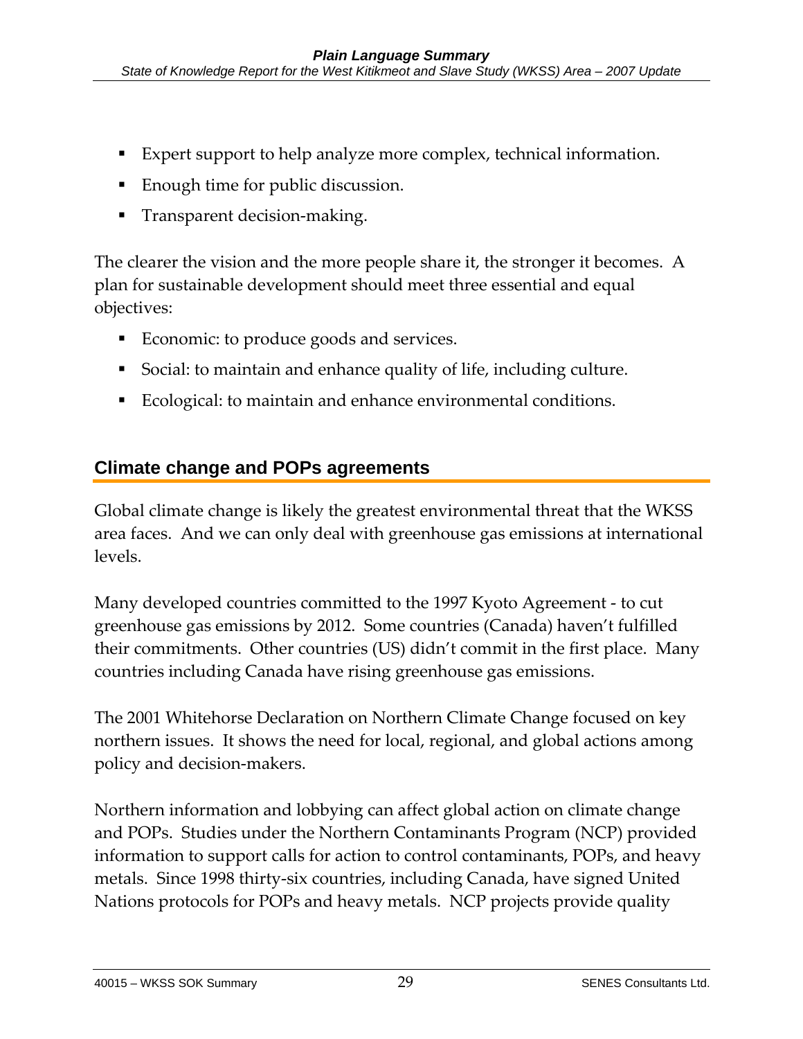- Expert support to help analyze more complex, technical information.
- Enough time for public discussion.
- Transparent decision-making.

The clearer the vision and the more people share it, the stronger it becomes. A plan for sustainable development should meet three essential and equal objectives:

- Economic: to produce goods and services.
- Social: to maintain and enhance quality of life, including culture.
- Ecological: to maintain and enhance environmental conditions.

## Climate change and POPs agreements

Global climate change is likely the greatest environmental threat that the WKSS area faces. And we can only deal with greenhouse gas emissions at international levels.

Many developed countries committed to the 1997 Kyoto Agreement - to cut greenhouse gas emissions by 2012. Some countries (Canada) haven't fulfilled their commitments. Other countries (US) didn't commit in the first place. Many countries including Canada have rising greenhouse gas emissions.

The 2001 Whitehorse Declaration on Northern Climate Change focused on key northern issues. It shows the need for local, regional, and global actions among policy and decision-makers.

Northern information and lobbying can affect global action on climate change and POPs. Studies under the Northern Contaminants Program (NCP) provided information to support calls for action to control contaminants, POPs, and heavy metals. Since 1998 thirty-six countries, including Canada, have signed United Nations protocols for POPs and heavy metals. NCP projects provide quality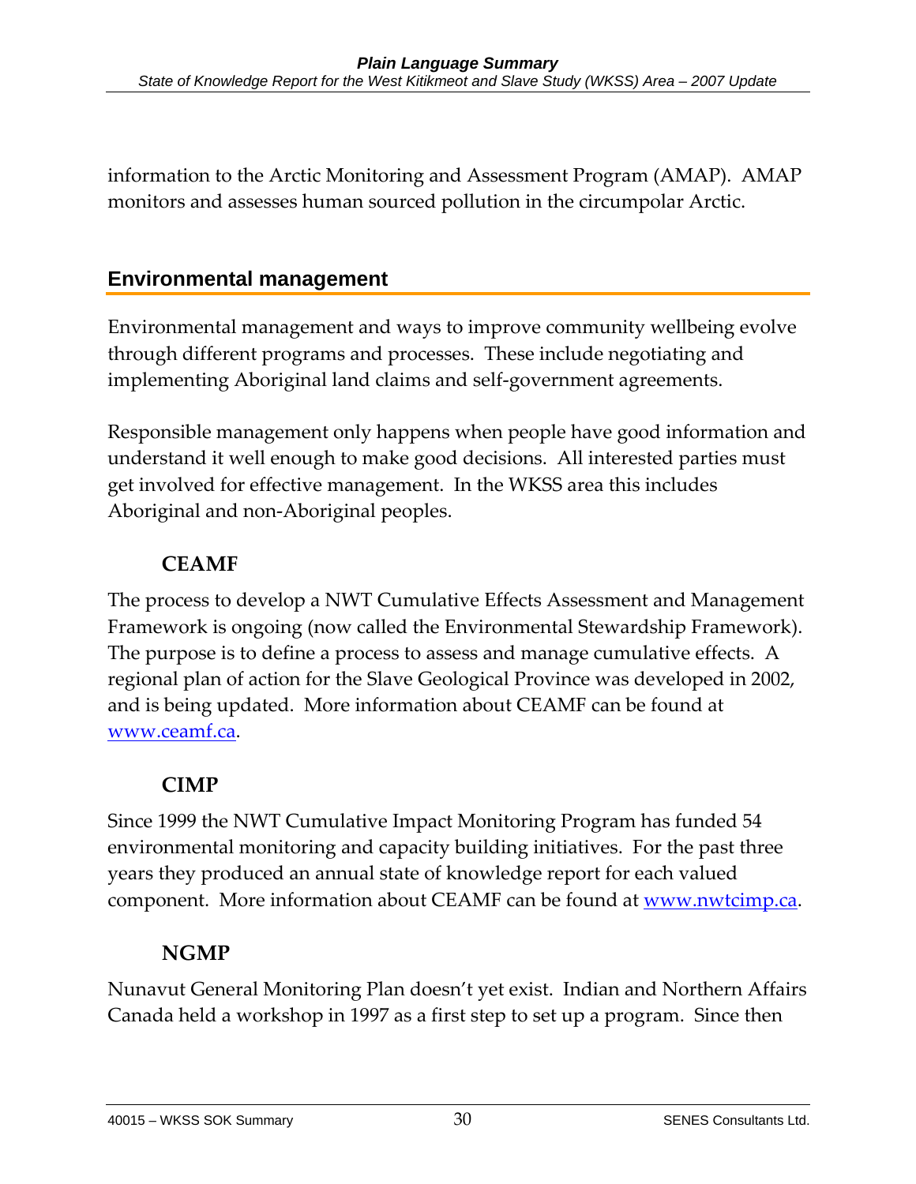information to the Arctic Monitoring and Assessment Program (AMAP). AMAP monitors and assesses human sourced pollution in the circumpolar Arctic.

## Environmental management

Environmental management and ways to improve community wellbeing evolve through different programs and processes. These include negotiating and implementing Aboriginal land claims and self-government agreements.

Responsible management only happens when people have good information and understand it well enough to make good decisions. All interested parties must get involved for effective management. In the WKSS area this includes Aboriginal and non-Aboriginal peoples.

### CEAMF

The process to develop a NWT Cumulative Effects Assessment and Management Framework is ongoing (now called the Environmental Stewardship Framework). The purpose is to define a process to assess and manage cumulative effects. A regional plan of action for the Slave Geological Province was developed in 2002, and is being updated. More information about CEAMF can be found at [www.ceamf.ca](http://www.ceamf.ca).

### CIMP

Since 1999 the NWT Cumulative Impact Monitoring Program has funded 54 environmental monitoring and capacity building initiatives. For the past three years they produced an annual state of knowledge report for each valued component. More information about CEAMF can be found at [www.nwtcimp.ca](http://www.nwtcimp.ca).

### NGMP

Nunavut General Monitoring Plan doesn't yet exist. Indian and Northern Affairs Canada held a workshop in 1997 as a first step to set up a program. Since then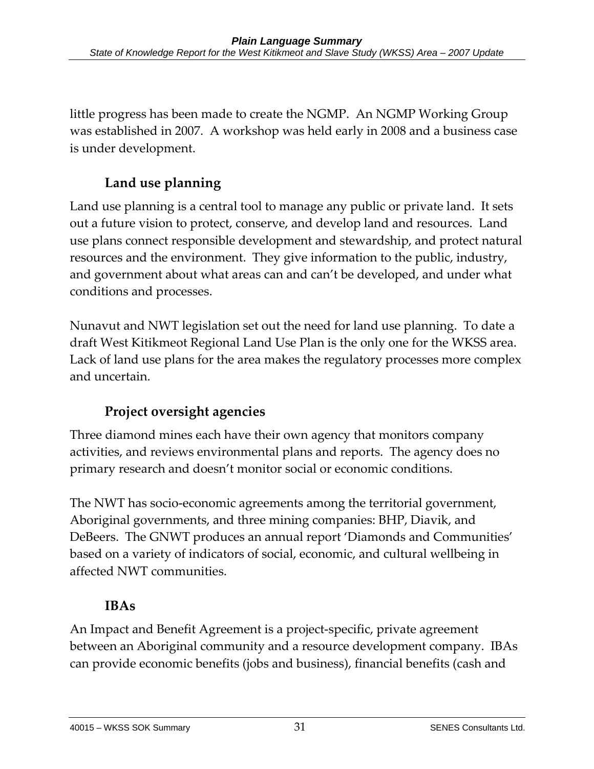little progress has been made to create the NGMP. An NGMP Working Group was established in 2007. A workshop was held early in 2008 and a business case is under development.

### Land use planning

Land use planning is a central tool to manage any public or private land. It sets out a future vision to protect, conserve, and develop land and resources. Land use plans connect responsible development and stewardship, and protect natural resources and the environment. They give information to the public, industry, and government about what areas can and can't be developed, and under what conditions and processes.

Nunavut and NWT legislation set out the need for land use planning. To date a draft West Kitikmeot Regional Land Use Plan is the only one for the WKSS area. Lack of land use plans for the area makes the regulatory processes more complex and uncertain.

### Project oversight agencies

Three diamond mines each have their own agency that monitors company activities, and reviews environmental plans and reports. The agency does no primary research and doesn't monitor social or economic conditions.

The NWT has socio-economic agreements among the territorial government, Aboriginal governments, and three mining companies: BHP, Diavik, and DeBeers. The GNWT produces an annual report 'Diamonds and Communities' based on a variety of indicators of social, economic, and cultural wellbeing in affected NWT communities.

### IBAs

An Impact and Benefit Agreement is a project-specific, private agreement between an Aboriginal community and a resource development company. IBAs can provide economic benefits (jobs and business), financial benefits (cash and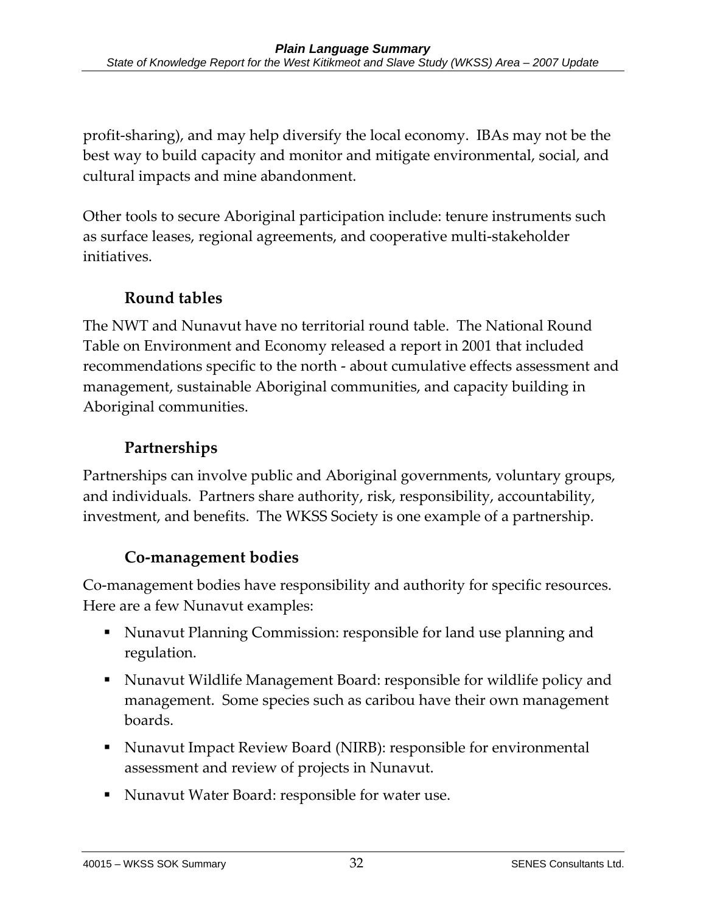profit-sharing), and may help diversify the local economy. IBAs may not be the best way to build capacity and monitor and mitigate environmental, social, and cultural impacts and mine abandonment.

Other tools to secure Aboriginal participation include: tenure instruments such as surface leases, regional agreements, and cooperative multi-stakeholder initiatives.

### Round tables

The NWT and Nunavut have no territorial round table. The National Round Table on Environment and Economy released a report in 2001 that included recommendations specific to the north - about cumulative effects assessment and management, sustainable Aboriginal communities, and capacity building in Aboriginal communities.

### Partnerships

Partnerships can involve public and Aboriginal governments, voluntary groups, and individuals. Partners share authority, risk, responsibility, accountability, investment, and benefits. The WKSS Society is one example of a partnership.

### Co-management bodies

Co-management bodies have responsibility and authority for specific resources. Here are a few Nunavut examples:

- Nunavut Planning Commission: responsible for land use planning and regulation.
- Nunavut Wildlife Management Board: responsible for wildlife policy and management. Some species such as caribou have their own management boards.
- Nunavut Impact Review Board (NIRB): responsible for environmental assessment and review of projects in Nunavut.
- Nunavut Water Board: responsible for water use.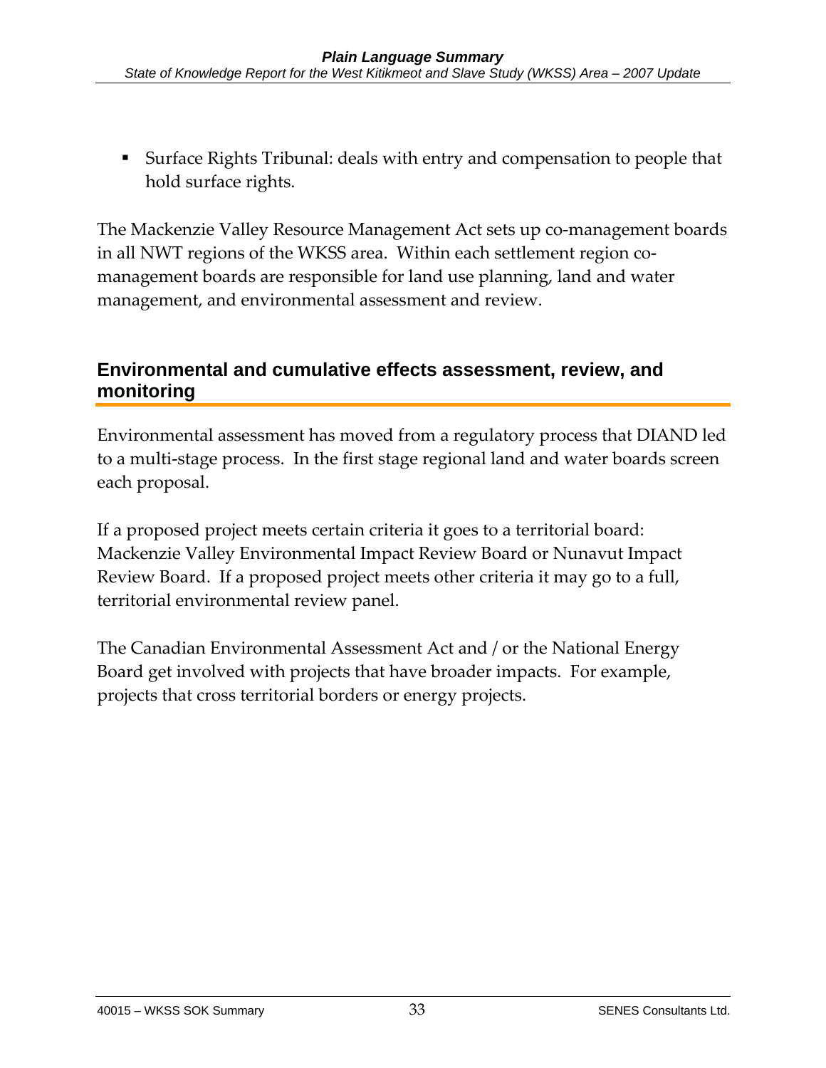- Surface Rights Tribunal: deals with entry and compensation to people that hold surface rights.

The Mackenzie Valley Resource Management Act sets up co-management boards in all NWT regions of the WKSS area. Within each settlement region co-management boards are responsible for land use planning, land and water management, and environmental assessment and review.

## Environmental and cumulative effects assessment, review, and monitoring

Environmental assessment has moved from a regulatory process that DIAND led to a multi-stage process. In the first stage regional land and water boards screen each proposal.

If a proposed project meets certain criteria it goes to a territorial board: Mackenzie Valley Environmental Impact Review Board or Nunavut Impact Review Board. If a proposed project meets other criteria it may go to a full, territorial environmental review panel.

The Canadian Environmental Assessment Act and / or the National Energy Board get involved with projects that have broader impacts. For example, projects that cross territorial borders or energy projects.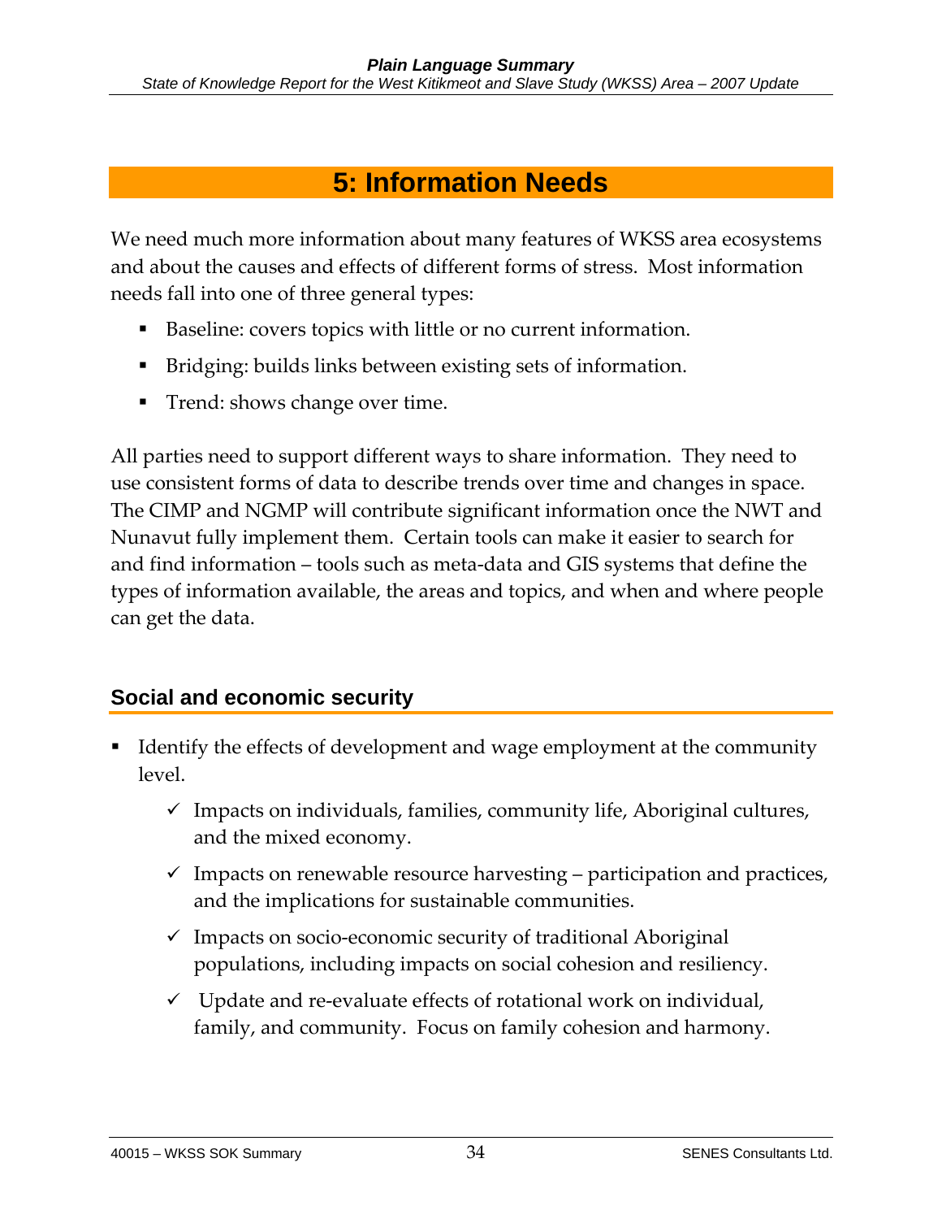# 5: Information Needs

We need much more information about many features of WKSS area ecosystems and about the causes and effects of different forms of stress. Most information needs fall into one of three general types:

- Baseline: covers topics with little or no current information.
- Bridging: builds links between existing sets of information.
- Trend: shows change over time.

All parties need to support different ways to share information. They need to use consistent forms of data to describe trends over time and changes in space. The CIMP and NGMP will contribute significant information once the NWT and Nunavut fully implement them. Certain tools can make it easier to search for and find information – tools such as meta-data and GIS systems that define the types of information available, the areas and topics, and when and where people can get the data.

## Social and economic security

- Identify the effects of development and wage employment at the community level.
  - ✓ Impacts on individuals, families, community life, Aboriginal cultures, and the mixed economy.
  - ✓ Impacts on renewable resource harvesting – participation and practices, and the implications for sustainable communities.
  - ✓ Impacts on socio-economic security of traditional Aboriginal populations, including impacts on social cohesion and resiliency.
  - ✓ Update and re-evaluate effects of rotational work on individual, family, and community. Focus on family cohesion and harmony.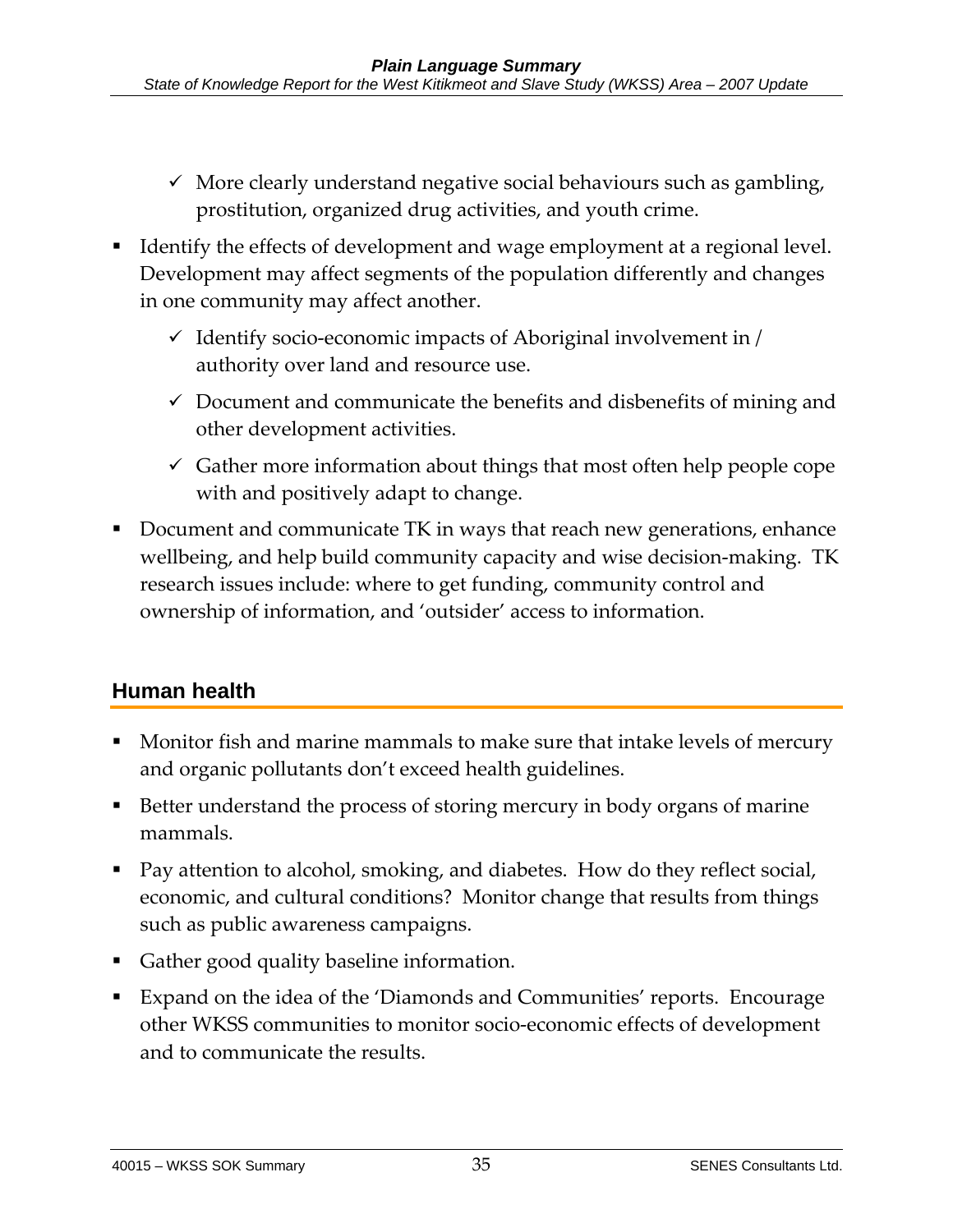- ✓ More clearly understand negative social behaviours such as gambling, prostitution, organized drug activities, and youth crime.

- Identify the effects of development and wage employment at a regional level. Development may affect segments of the population differently and changes in one community may affect another.
    - ✓ Identify socio-economic impacts of Aboriginal involvement in / authority over land and resource use.
    - ✓ Document and communicate the benefits and disbenefits of mining and other development activities.
    - ✓ Gather more information about things that most often help people cope with and positively adapt to change.

- Document and communicate TK in ways that reach new generations, enhance wellbeing, and help build community capacity and wise decision-making. TK research issues include: where to get funding, community control and ownership of information, and 'outsider' access to information.

## Human health

- Monitor fish and marine mammals to make sure that intake levels of mercury and organic pollutants don't exceed health guidelines.
- Better understand the process of storing mercury in body organs of marine mammals.
- Pay attention to alcohol, smoking, and diabetes. How do they reflect social, economic, and cultural conditions? Monitor change that results from things such as public awareness campaigns.
- Gather good quality baseline information.
- Expand on the idea of the 'Diamonds and Communities' reports. Encourage other WKSS communities to monitor socio-economic effects of development and to communicate the results.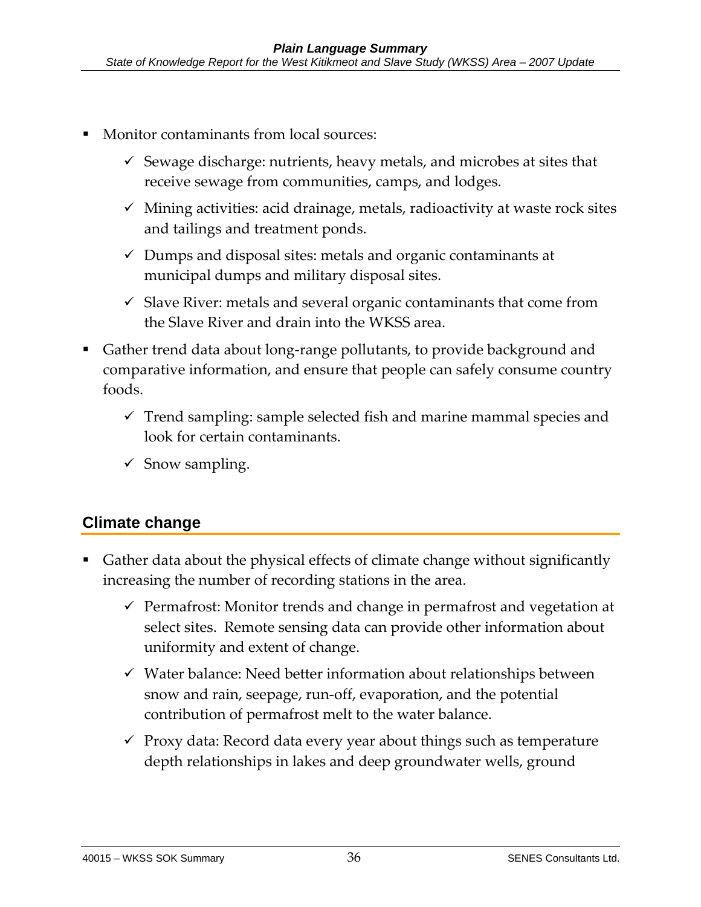- Monitor contaminants from local sources:
  - ✓ Sewage discharge: nutrients, heavy metals, and microbes at sites that receive sewage from communities, camps, and lodges.
  - ✓ Mining activities: acid drainage, metals, radioactivity at waste rock sites and tailings and treatment ponds.
  - ✓ Dumps and disposal sites: metals and organic contaminants at municipal dumps and military disposal sites.
  - ✓ Slave River: metals and several organic contaminants that come from the Slave River and drain into the WKSS area.
- Gather trend data about long-range pollutants, to provide background and comparative information, and ensure that people can safely consume country foods.
  - ✓ Trend sampling: sample selected fish and marine mammal species and look for certain contaminants.
  - ✓ Snow sampling.

## Climate change

- Gather data about the physical effects of climate change without significantly increasing the number of recording stations in the area.
  - ✓ Permafrost: Monitor trends and change in permafrost and vegetation at select sites. Remote sensing data can provide other information about uniformity and extent of change.
  - ✓ Water balance: Need better information about relationships between snow and rain, seepage, run-off, evaporation, and the potential contribution of permafrost melt to the water balance.
  - ✓ Proxy data: Record data every year about things such as temperature depth relationships in lakes and deep groundwater wells, ground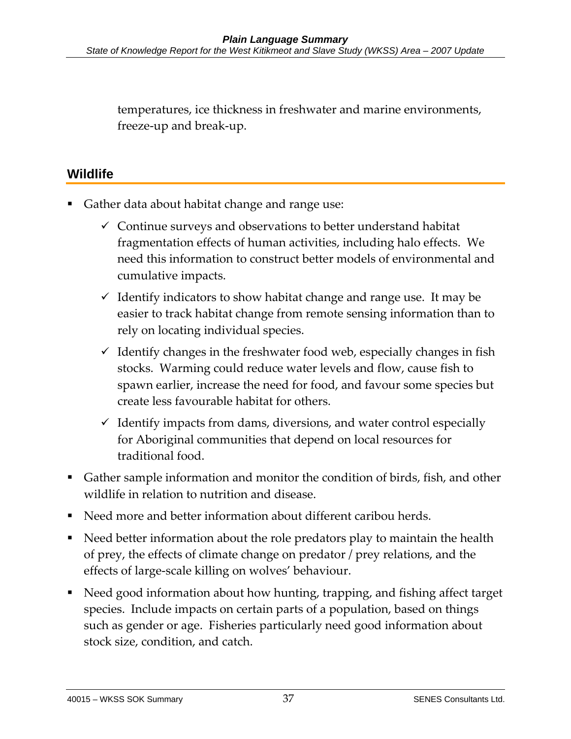temperatures, ice thickness in freshwater and marine environments, freeze-up and break-up.

## Wildlife

- Gather data about habitat change and range use:
  - ✓ Continue surveys and observations to better understand habitat fragmentation effects of human activities, including halo effects. We need this information to construct better models of environmental and cumulative impacts.
  - ✓ Identify indicators to show habitat change and range use. It may be easier to track habitat change from remote sensing information than to rely on locating individual species.
  - ✓ Identify changes in the freshwater food web, especially changes in fish stocks. Warming could reduce water levels and flow, cause fish to spawn earlier, increase the need for food, and favour some species but create less favourable habitat for others.
  - ✓ Identify impacts from dams, diversions, and water control especially for Aboriginal communities that depend on local resources for traditional food.
- Gather sample information and monitor the condition of birds, fish, and other wildlife in relation to nutrition and disease.
- Need more and better information about different caribou herds.
- Need better information about the role predators play to maintain the health of prey, the effects of climate change on predator / prey relations, and the effects of large-scale killing on wolves' behaviour.
- Need good information about how hunting, trapping, and fishing affect target species. Include impacts on certain parts of a population, based on things such as gender or age. Fisheries particularly need good information about stock size, condition, and catch.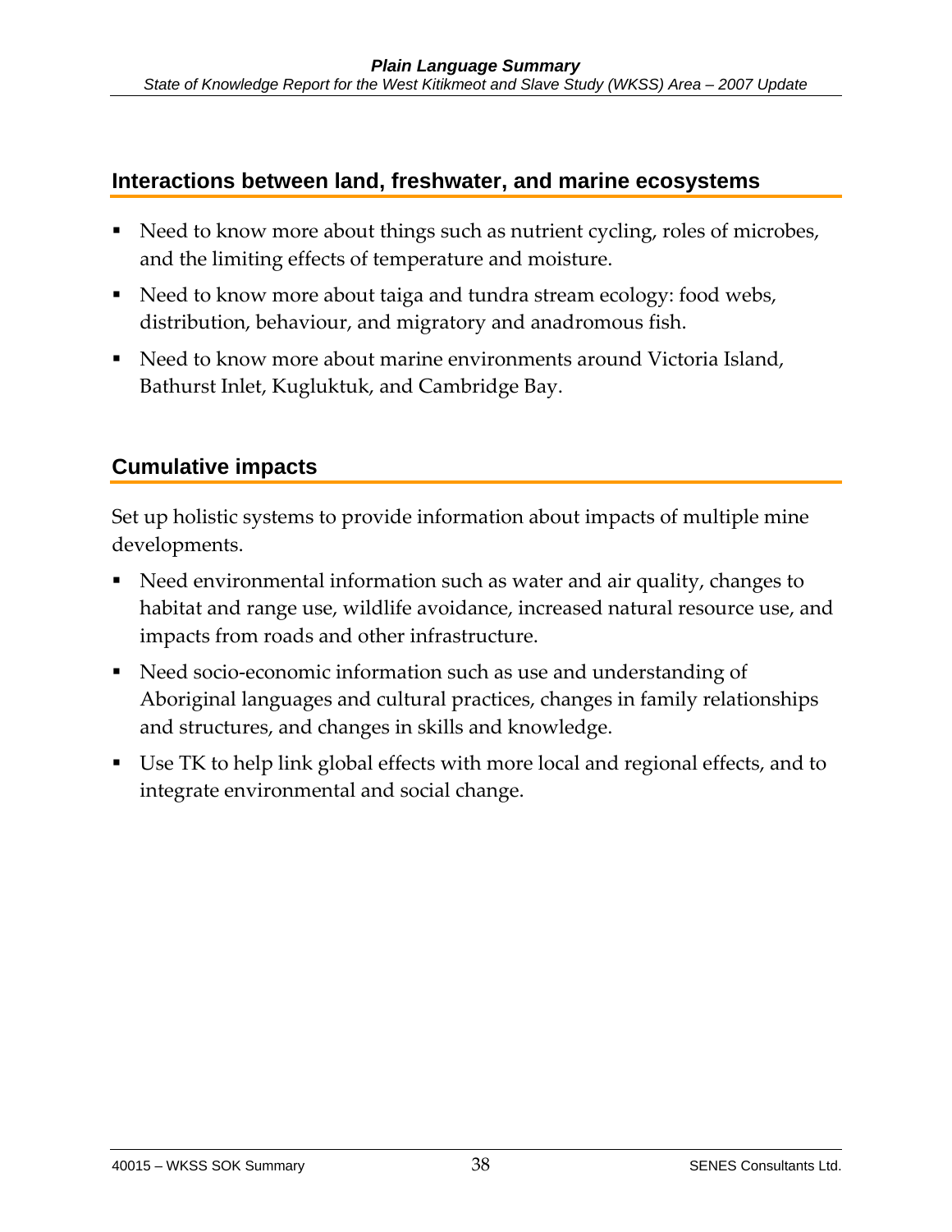## Interactions between land, freshwater, and marine ecosystems

- Need to know more about things such as nutrient cycling, roles of microbes, and the limiting effects of temperature and moisture.
- Need to know more about taiga and tundra stream ecology: food webs, distribution, behaviour, and migratory and anadromous fish.
- Need to know more about marine environments around Victoria Island, Bathurst Inlet, Kugluktuk, and Cambridge Bay.

## Cumulative impacts

Set up holistic systems to provide information about impacts of multiple mine developments.

- Need environmental information such as water and air quality, changes to habitat and range use, wildlife avoidance, increased natural resource use, and impacts from roads and other infrastructure.
- Need socio-economic information such as use and understanding of Aboriginal languages and cultural practices, changes in family relationships and structures, and changes in skills and knowledge.
- Use TK to help link global effects with more local and regional effects, and to integrate environmental and social change.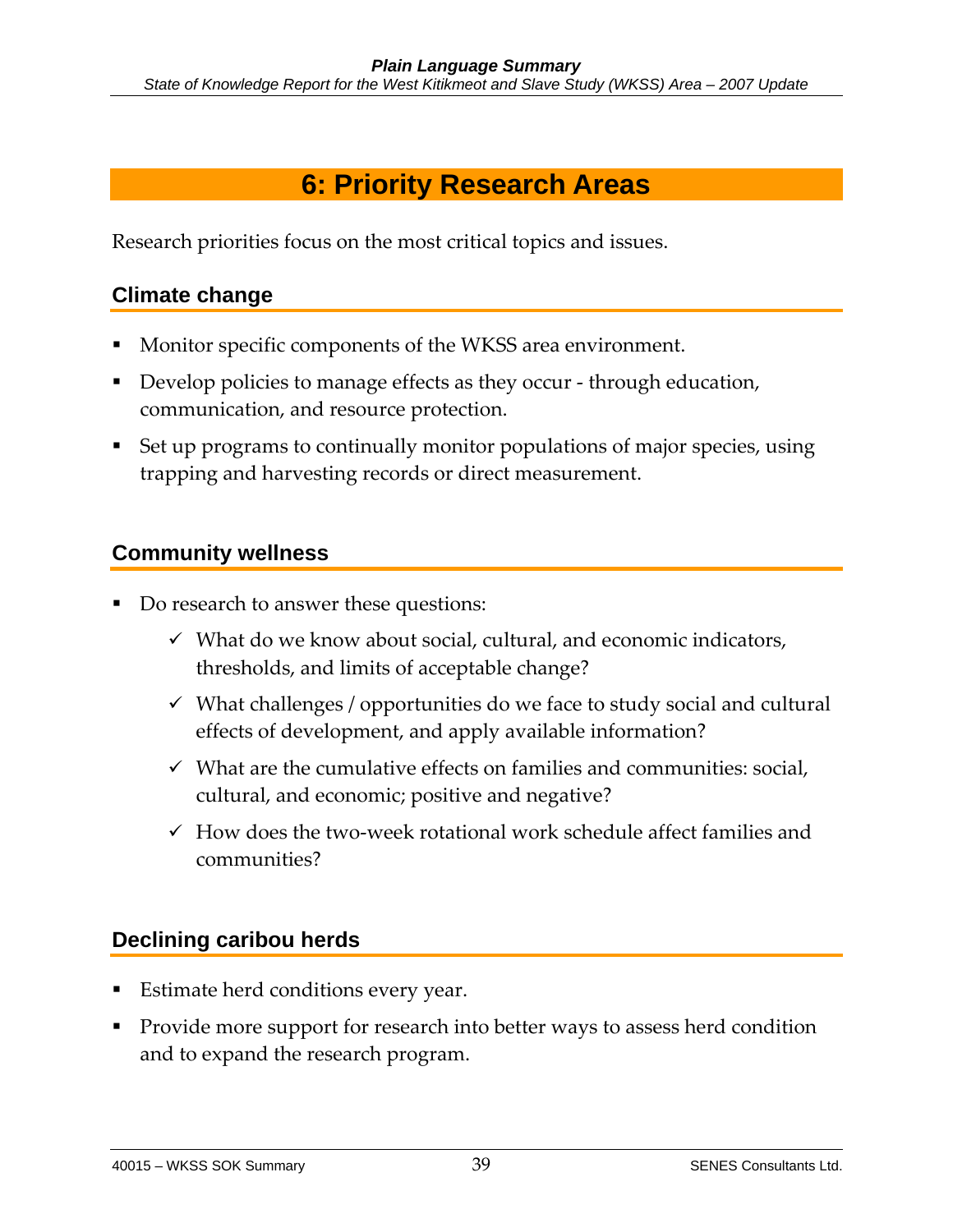# 6: Priority Research Areas

Research priorities focus on the most critical topics and issues.

## Climate change

- Monitor specific components of the WKSS area environment.
- Develop policies to manage effects as they occur - through education, communication, and resource protection.
- Set up programs to continually monitor populations of major species, using trapping and harvesting records or direct measurement.

## Community wellness

- Do research to answer these questions:
  - ✓ What do we know about social, cultural, and economic indicators, thresholds, and limits of acceptable change?
  - ✓ What challenges / opportunities do we face to study social and cultural effects of development, and apply available information?
  - ✓ What are the cumulative effects on families and communities: social, cultural, and economic; positive and negative?
  - ✓ How does the two-week rotational work schedule affect families and communities?

## Declining caribou herds

- Estimate herd conditions every year.
- Provide more support for research into better ways to assess herd condition and to expand the research program.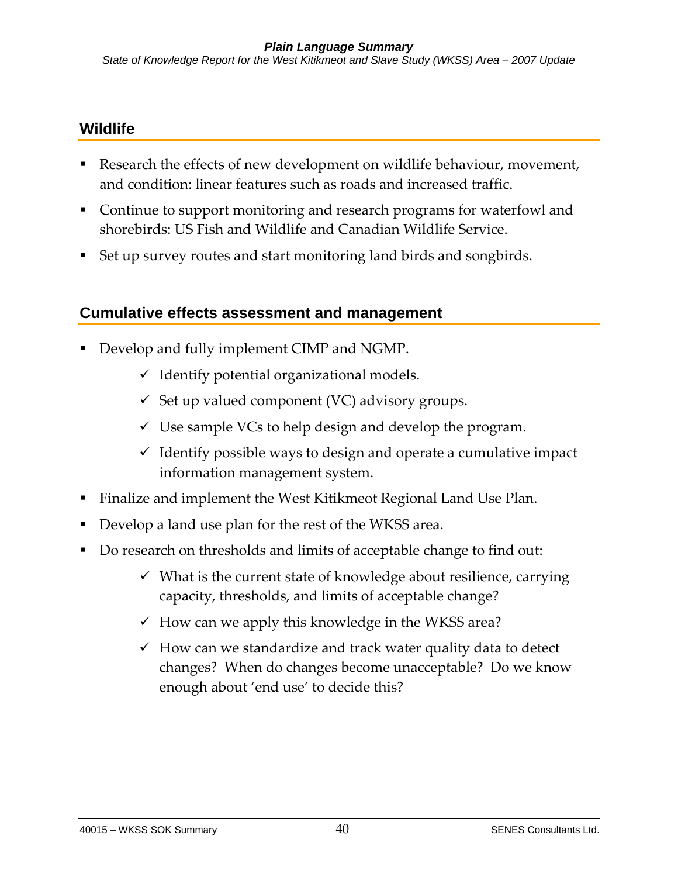## Wildlife

- Research the effects of new development on wildlife behaviour, movement, and condition: linear features such as roads and increased traffic.
- Continue to support monitoring and research programs for waterfowl and shorebirds: US Fish and Wildlife and Canadian Wildlife Service.
- Set up survey routes and start monitoring land birds and songbirds.

## Cumulative effects assessment and management

- Develop and fully implement CIMP and NGMP.
  - ✓ Identify potential organizational models.
  - ✓ Set up valued component (VC) advisory groups.
  - ✓ Use sample VCs to help design and develop the program.
  - ✓ Identify possible ways to design and operate a cumulative impact information management system.
- Finalize and implement the West Kitikmeot Regional Land Use Plan.
- Develop a land use plan for the rest of the WKSS area.
- Do research on thresholds and limits of acceptable change to find out:
  - ✓ What is the current state of knowledge about resilience, carrying capacity, thresholds, and limits of acceptable change?
  - ✓ How can we apply this knowledge in the WKSS area?
  - ✓ How can we standardize and track water quality data to detect changes? When do changes become unacceptable? Do we know enough about 'end use' to decide this?